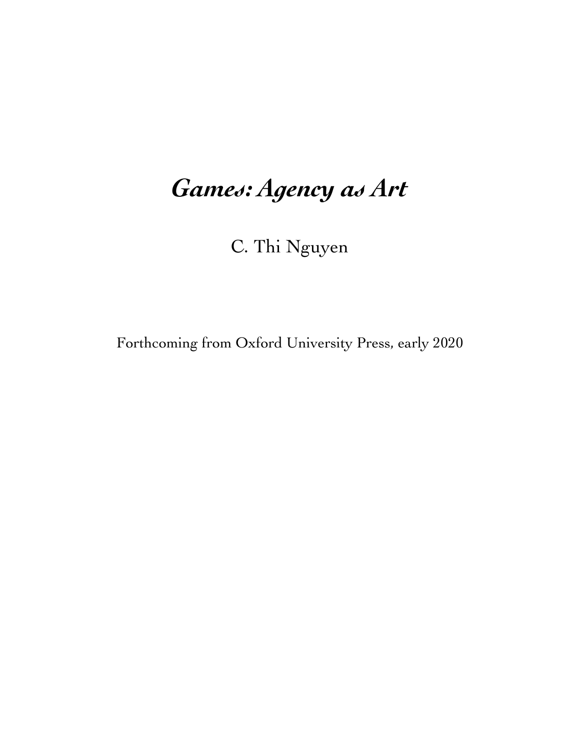# *Games: Agency as Art*

C. Thi Nguyen

Forthcoming from Oxford University Press, early 2020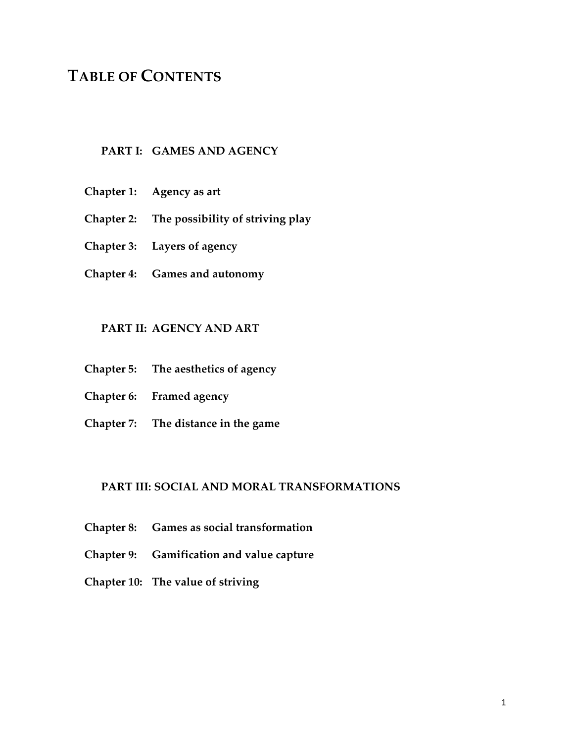# TABLE OF CONTENTS

## PART I: GAMES AND AGENCY

**Chapter 1: Agency as art**

**Chapter 2: The possibility of striving play**

**Chapter 3: Layers of agency**

**Chapter 4: Games and autonomy**

## PART II: AGENCY AND ART

**Chapter 5: The aesthetics of agency**

**Chapter 6: Framed agency**

**Chapter 7: The distance in the game**

## PART III: SOCIAL AND MORAL TRANSFORMATIONS

**Chapter 8: Games as social transformation**

**Chapter 9: Gamification and value capture**

**Chapter 10: The value of striving**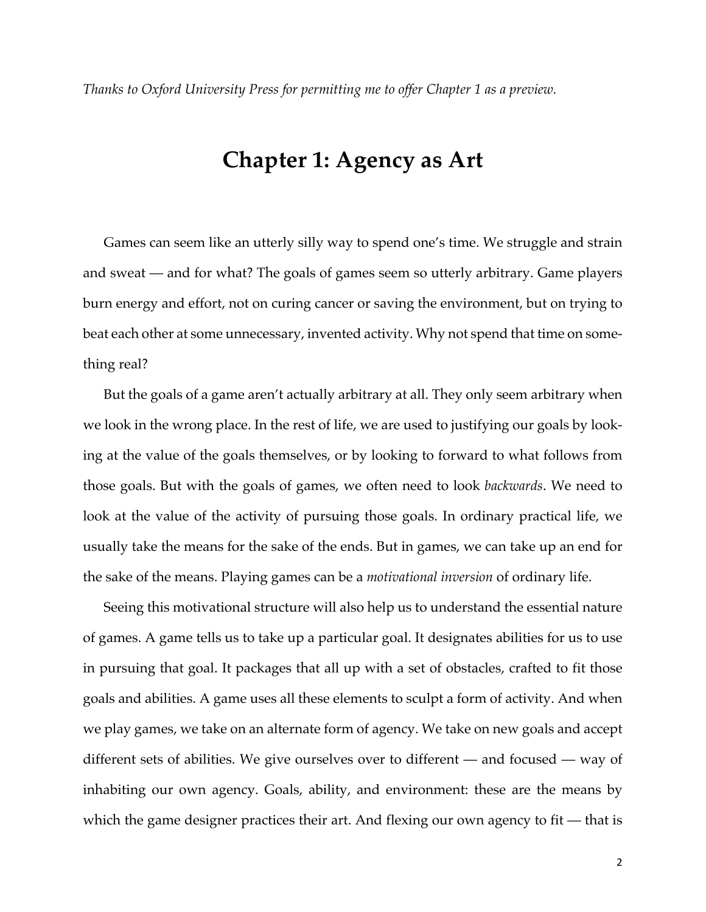*Thanks to Oxford University Press for permitting me to offer Chapter 1 as a preview.*

# Chapter 1: Agency as Art

Games can seem like an utterly silly way to spend one's time. We struggle and strain and sweat — and for what? The goals of games seem so utterly arbitrary. Game players burn energy and effort, not on curing cancer or saving the environment, but on trying to beat each other at some unnecessary, invented activity. Why not spend that time on something real?

But the goals of a game aren't actually arbitrary at all. They only seem arbitrary when we look in the wrong place. In the rest of life, we are used to justifying our goals by looking at the value of the goals themselves, or by looking to forward to what follows from those goals. But with the goals of games, we often need to look *backwards*. We need to look at the value of the activity of pursuing those goals. In ordinary practical life, we usually take the means for the sake of the ends. But in games, we can take up an end for the sake of the means. Playing games can be a *motivational inversion* of ordinary life.

Seeing this motivational structure will also help us to understand the essential nature of games. A game tells us to take up a particular goal. It designates abilities for us to use in pursuing that goal. It packages that all up with a set of obstacles, crafted to fit those goals and abilities. A game uses all these elements to sculpt a form of activity. And when we play games, we take on an alternate form of agency. We take on new goals and accept different sets of abilities. We give ourselves over to different — and focused — way of inhabiting our own agency. Goals, ability, and environment: these are the means by which the game designer practices their art. And flexing our own agency to fit — that is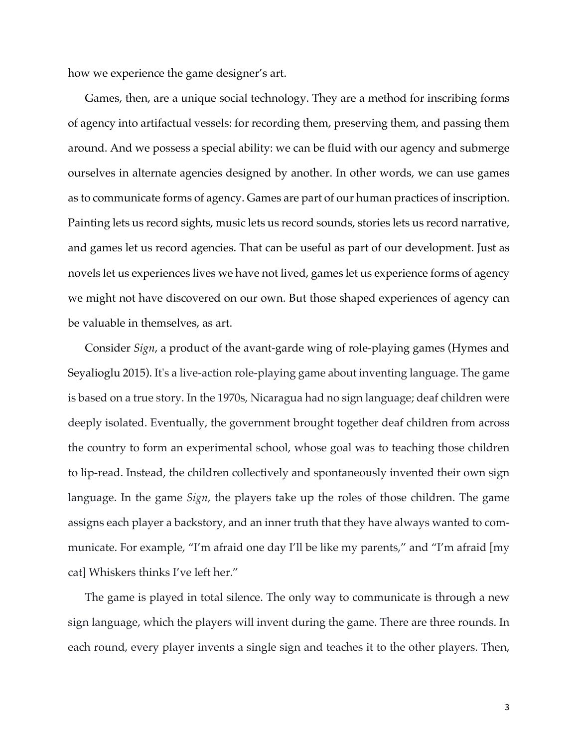how we experience the game designer's art.

Games, then, are a unique social technology. They are a method for inscribing forms of agency into artifactual vessels: for recording them, preserving them, and passing them around. And we possess a special ability: we can be fluid with our agency and submerge ourselves in alternate agencies designed by another. In other words, we can use games as to communicate forms of agency. Games are part of our human practices of inscription. Painting lets us record sights, music lets us record sounds, stories lets us record narrative, and games let us record agencies. That can be useful as part of our development. Just as novels let us experiences lives we have not lived, games let us experience forms of agency we might not have discovered on our own. But those shaped experiences of agency can be valuable in themselves, as art.

Consider *Sign*, a product of the avant-garde wing of role-playing games (Hymes and Seyalioglu 2015). It's a live-action role-playing game about inventing language. The game is based on a true story. In the 1970s, Nicaragua had no sign language; deaf children were deeply isolated. Eventually, the government brought together deaf children from across the country to form an experimental school, whose goal was to teaching those children to lip-read. Instead, the children collectively and spontaneously invented their own sign language. In the game *Sign*, the players take up the roles of those children. The game assigns each player a backstory, and an inner truth that they have always wanted to communicate. For example, "I'm afraid one day I'll be like my parents," and "I'm afraid [my cat] Whiskers thinks I've left her."

The game is played in total silence. The only way to communicate is through a new sign language, which the players will invent during the game. There are three rounds. In each round, every player invents a single sign and teaches it to the other players. Then,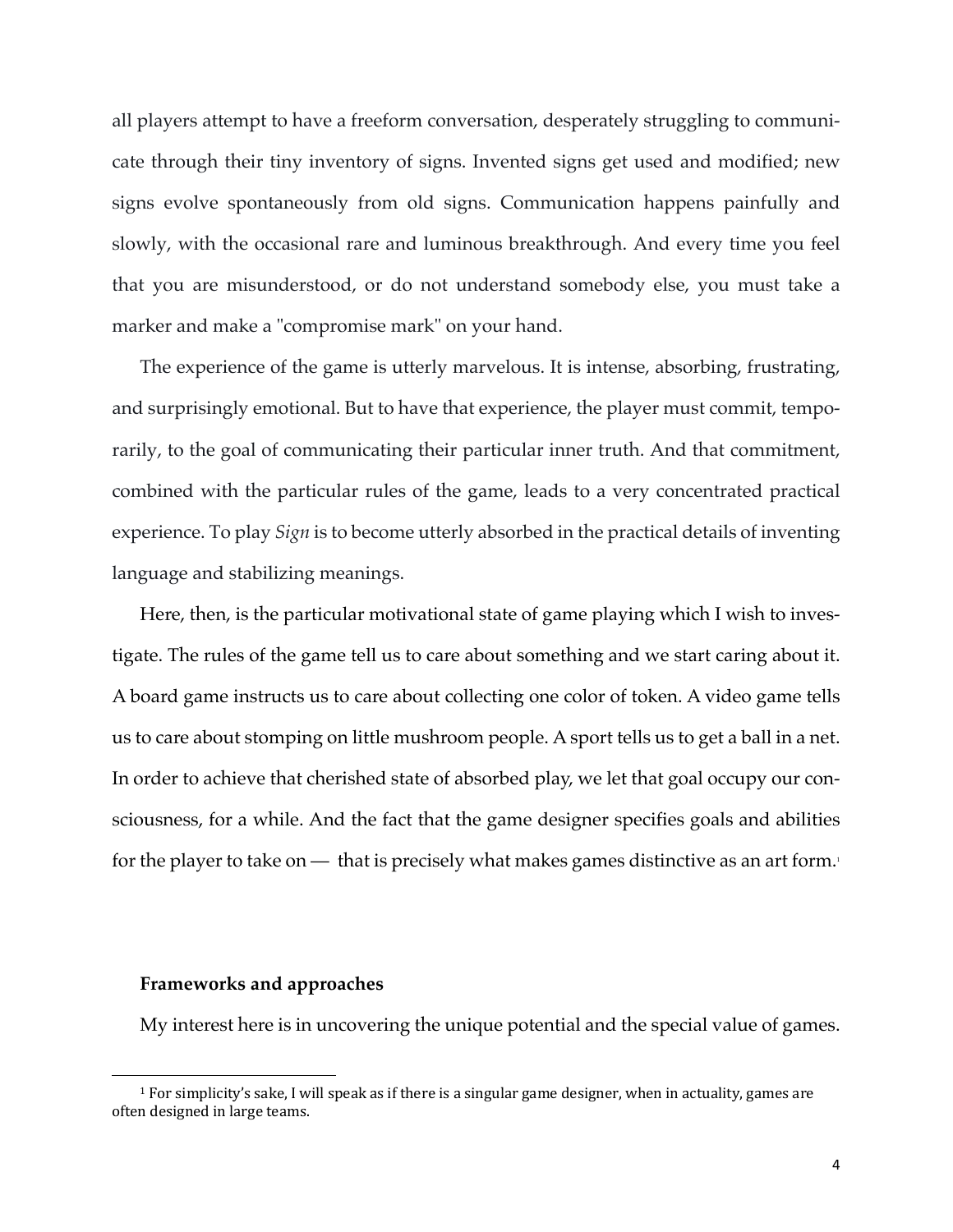all players attempt to have a freeform conversation, desperately struggling to communicate through their tiny inventory of signs. Invented signs get used and modified; new signs evolve spontaneously from old signs. Communication happens painfully and slowly, with the occasional rare and luminous breakthrough. And every time you feel that you are misunderstood, or do not understand somebody else, you must take a marker and make a "compromise mark" on your hand.

The experience of the game is utterly marvelous. It is intense, absorbing, frustrating, and surprisingly emotional. But to have that experience, the player must commit, temporarily, to the goal of communicating their particular inner truth. And that commitment, combined with the particular rules of the game, leads to a very concentrated practical experience. To play *Sign* is to become utterly absorbed in the practical details of inventing language and stabilizing meanings.

Here, then, is the particular motivational state of game playing which I wish to investigate. The rules of the game tell us to care about something and we start caring about it. A board game instructs us to care about collecting one color of token. A video game tells us to care about stomping on little mushroom people. A sport tells us to get a ball in a net. In order to achieve that cherished state of absorbed play, we let that goal occupy our consciousness, for a while. And the fact that the game designer specifies goals and abilities for the player to take on — that is precisely what makes games distinctive as an art form.[1]

**Frameworks and approaches**

My interest here is in uncovering the unique potential and the special value of games.

[1] For simplicity's sake, I will speak as if there is a singular game designer, when in actuality, games are often designed in large teams.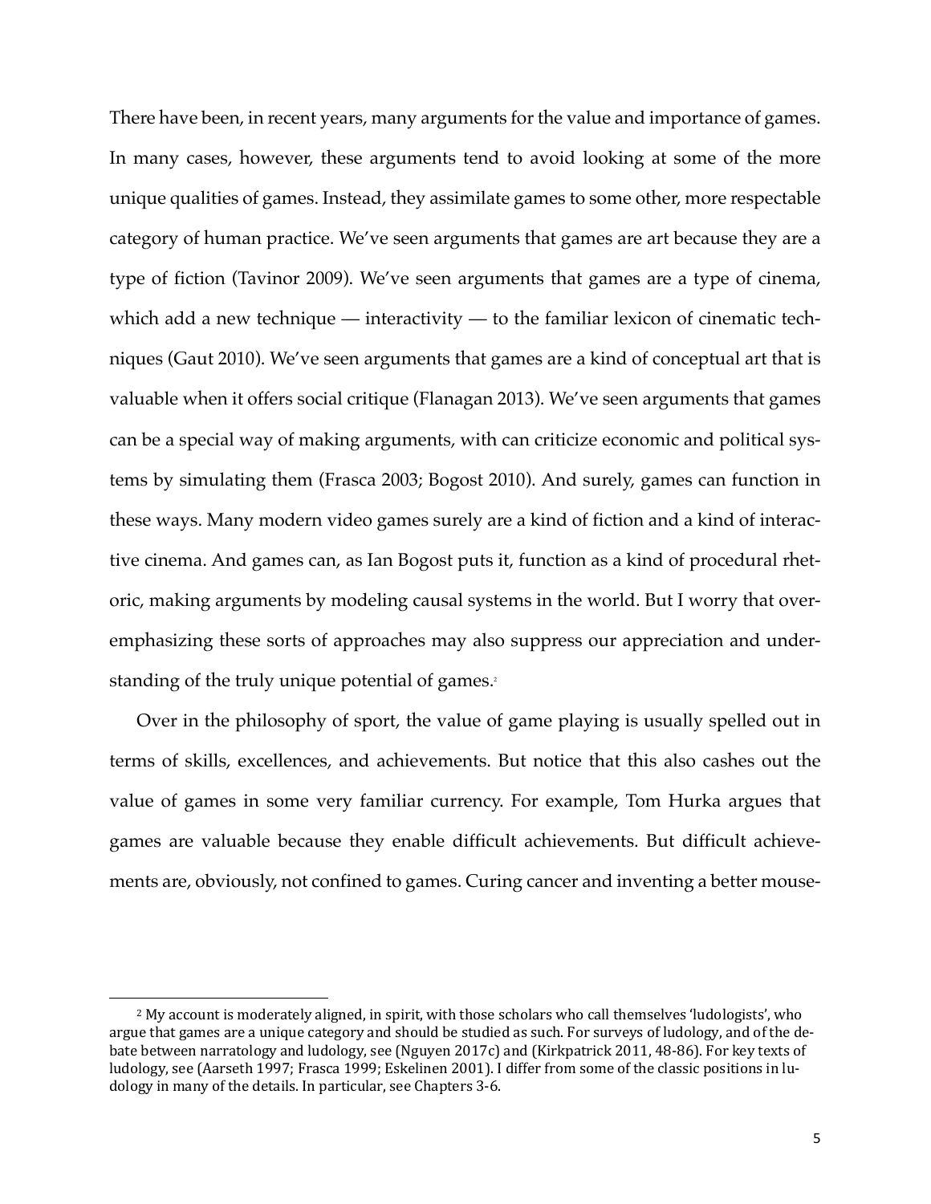There have been, in recent years, many arguments for the value and importance of games. In many cases, however, these arguments tend to avoid looking at some of the more unique qualities of games. Instead, they assimilate games to some other, more respectable category of human practice. We've seen arguments that games are art because they are a type of fiction (Tavinor 2009). We've seen arguments that games are a type of cinema, which add a new technique — interactivity — to the familiar lexicon of cinematic techniques (Gaut 2010). We've seen arguments that games are a kind of conceptual art that is valuable when it offers social critique (Flanagan 2013). We've seen arguments that games can be a special way of making arguments, with can criticize economic and political systems by simulating them (Frasca 2003; Bogost 2010). And surely, games can function in these ways. Many modern video games surely are a kind of fiction and a kind of interactive cinema. And games can, as Ian Bogost puts it, function as a kind of procedural rhetoric, making arguments by modeling causal systems in the world. But I worry that overemphasizing these sorts of approaches may also suppress our appreciation and understanding of the truly unique potential of games.[2]

Over in the philosophy of sport, the value of game playing is usually spelled out in terms of skills, excellences, and achievements. But notice that this also cashes out the value of games in some very familiar currency. For example, Tom Hurka argues that games are valuable because they enable difficult achievements. But difficult achievements are, obviously, not confined to games. Curing cancer and inventing a better mouse-

---

[2] My account is moderately aligned, in spirit, with those scholars who call themselves 'ludologists', who argue that games are a unique category and should be studied as such. For surveys of ludology, and of the debate between narratology and ludology, see (Nguyen 2017c) and (Kirkpatrick 2011, 48-86). For key texts of ludology, see (Aarseth 1997; Frasca 1999; Eskelinen 2001). I differ from some of the classic positions in ludology in many of the details. In particular, see Chapters 3-6.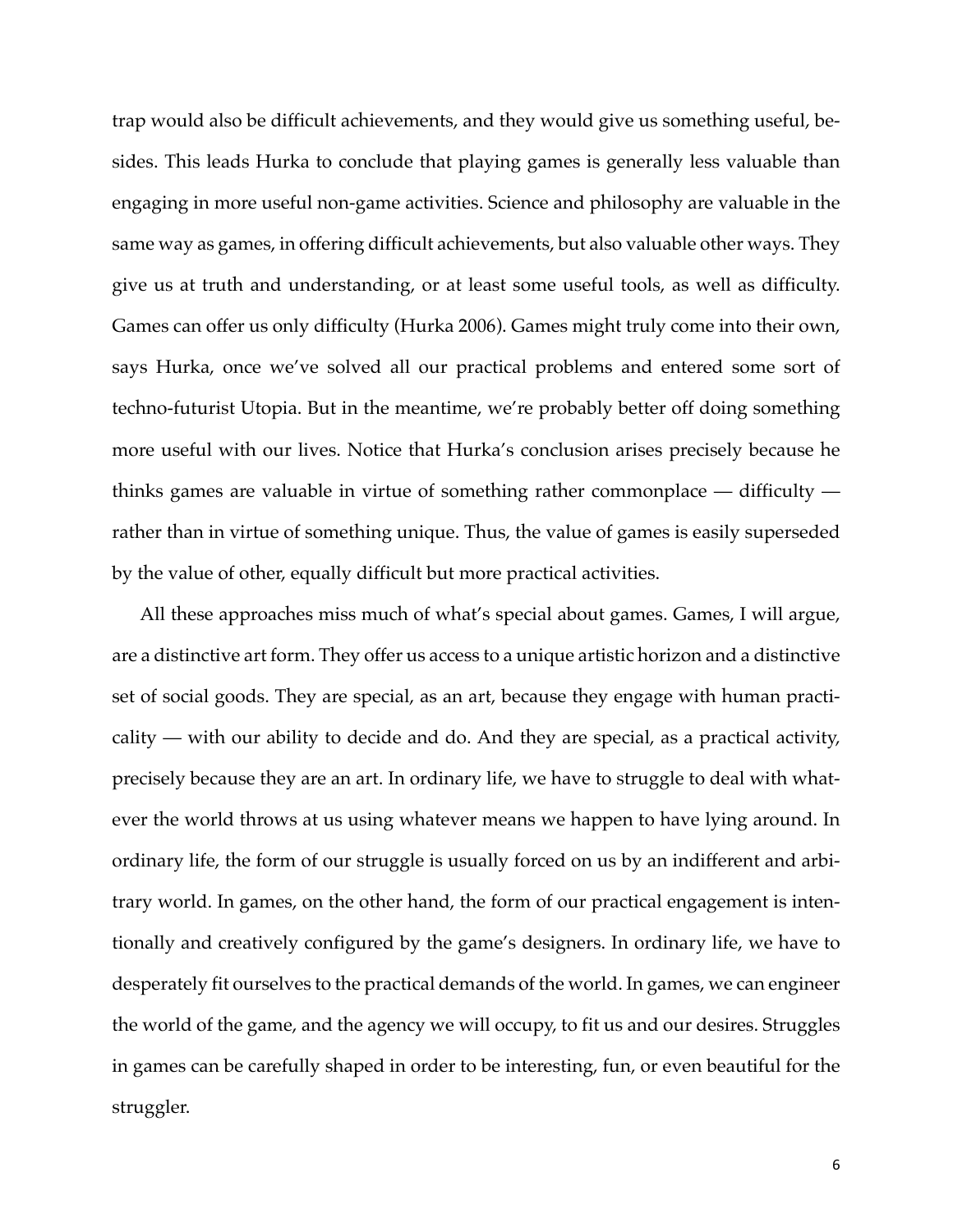trap would also be difficult achievements, and they would give us something useful, besides. This leads Hurka to conclude that playing games is generally less valuable than engaging in more useful non-game activities. Science and philosophy are valuable in the same way as games, in offering difficult achievements, but also valuable other ways. They give us at truth and understanding, or at least some useful tools, as well as difficulty. Games can offer us only difficulty (Hurka 2006). Games might truly come into their own, says Hurka, once we've solved all our practical problems and entered some sort of techno-futurist Utopia. But in the meantime, we're probably better off doing something more useful with our lives. Notice that Hurka's conclusion arises precisely because he thinks games are valuable in virtue of something rather commonplace — difficulty — rather than in virtue of something unique. Thus, the value of games is easily superseded by the value of other, equally difficult but more practical activities.

All these approaches miss much of what's special about games. Games, I will argue, are a distinctive art form. They offer us access to a unique artistic horizon and a distinctive set of social goods. They are special, as an art, because they engage with human practicality — with our ability to decide and do. And they are special, as a practical activity, precisely because they are an art. In ordinary life, we have to struggle to deal with whatever the world throws at us using whatever means we happen to have lying around. In ordinary life, the form of our struggle is usually forced on us by an indifferent and arbitrary world. In games, on the other hand, the form of our practical engagement is intentionally and creatively configured by the game's designers. In ordinary life, we have to desperately fit ourselves to the practical demands of the world. In games, we can engineer the world of the game, and the agency we will occupy, to fit us and our desires. Struggles in games can be carefully shaped in order to be interesting, fun, or even beautiful for the struggler.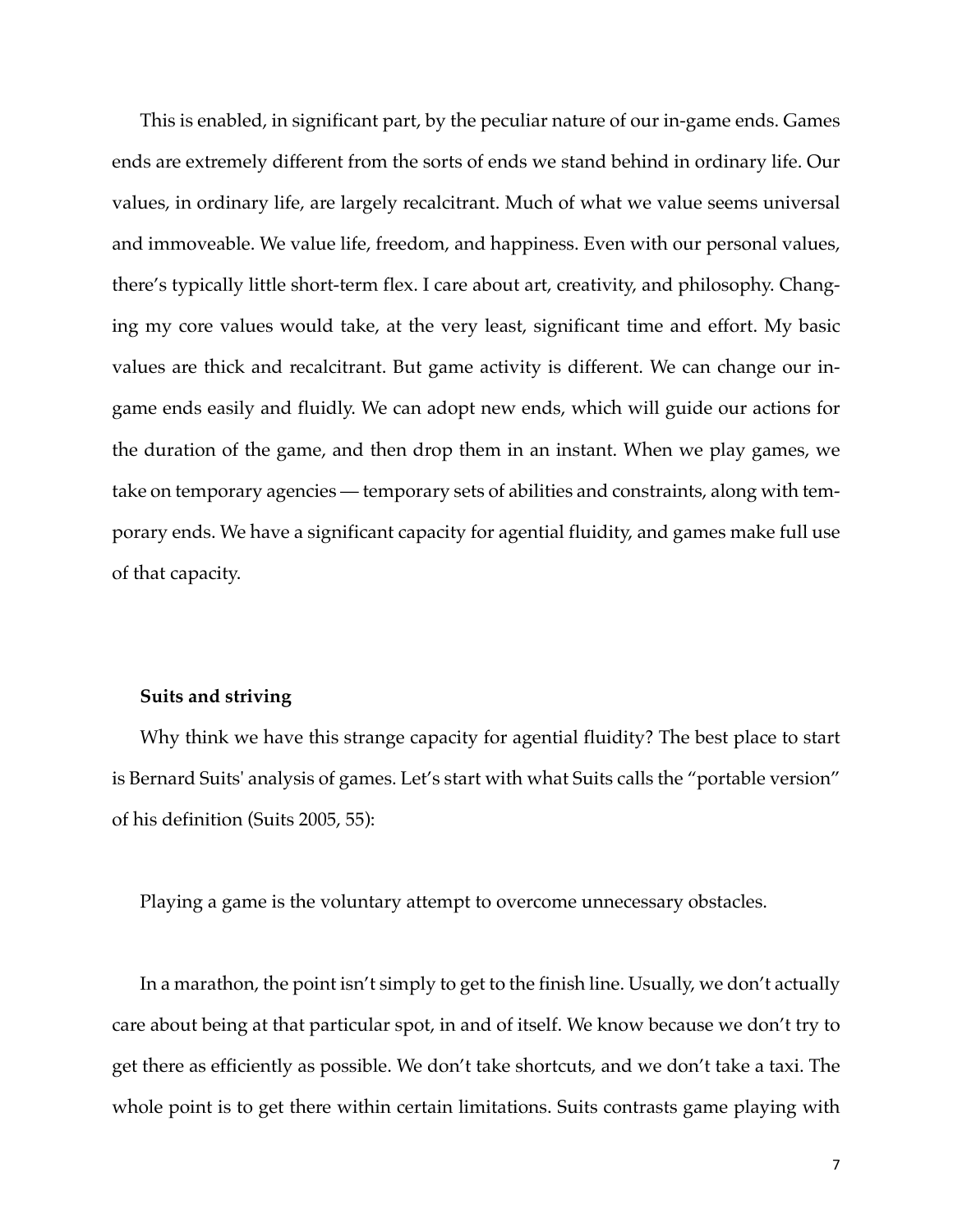This is enabled, in significant part, by the peculiar nature of our in-game ends. Games ends are extremely different from the sorts of ends we stand behind in ordinary life. Our values, in ordinary life, are largely recalcitrant. Much of what we value seems universal and immoveable. We value life, freedom, and happiness. Even with our personal values, there's typically little short-term flex. I care about art, creativity, and philosophy. Changing my core values would take, at the very least, significant time and effort. My basic values are thick and recalcitrant. But game activity is different. We can change our in-game ends easily and fluidly. We can adopt new ends, which will guide our actions for the duration of the game, and then drop them in an instant. When we play games, we take on temporary agencies — temporary sets of abilities and constraints, along with temporary ends. We have a significant capacity for agential fluidity, and games make full use of that capacity.

### Suits and striving

Why think we have this strange capacity for agential fluidity? The best place to start is Bernard Suits' analysis of games. Let's start with what Suits calls the "portable version" of his definition (Suits 2005, 55):

Playing a game is the voluntary attempt to overcome unnecessary obstacles.

In a marathon, the point isn't simply to get to the finish line. Usually, we don't actually care about being at that particular spot, in and of itself. We know because we don't try to get there as efficiently as possible. We don't take shortcuts, and we don't take a taxi. The whole point is to get there within certain limitations. Suits contrasts game playing with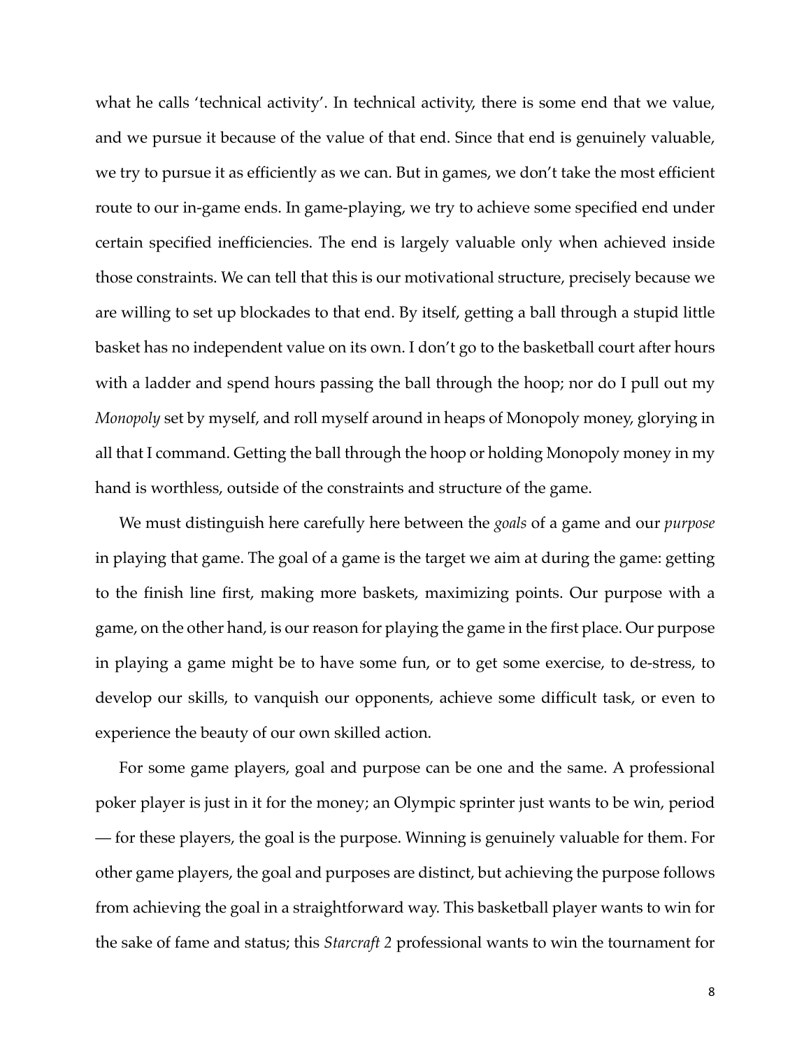what he calls 'technical activity'. In technical activity, there is some end that we value, and we pursue it because of the value of that end. Since that end is genuinely valuable, we try to pursue it as efficiently as we can. But in games, we don't take the most efficient route to our in-game ends. In game-playing, we try to achieve some specified end under certain specified inefficiencies. The end is largely valuable only when achieved inside those constraints. We can tell that this is our motivational structure, precisely because we are willing to set up blockades to that end. By itself, getting a ball through a stupid little basket has no independent value on its own. I don't go to the basketball court after hours with a ladder and spend hours passing the ball through the hoop; nor do I pull out my *Monopoly* set by myself, and roll myself around in heaps of Monopoly money, glorying in all that I command. Getting the ball through the hoop or holding Monopoly money in my hand is worthless, outside of the constraints and structure of the game.

We must distinguish here carefully here between the *goals* of a game and our *purpose* in playing that game. The goal of a game is the target we aim at during the game: getting to the finish line first, making more baskets, maximizing points. Our purpose with a game, on the other hand, is our reason for playing the game in the first place. Our purpose in playing a game might be to have some fun, or to get some exercise, to de-stress, to develop our skills, to vanquish our opponents, achieve some difficult task, or even to experience the beauty of our own skilled action.

For some game players, goal and purpose can be one and the same. A professional poker player is just in it for the money; an Olympic sprinter just wants to be win, period — for these players, the goal is the purpose. Winning is genuinely valuable for them. For other game players, the goal and purposes are distinct, but achieving the purpose follows from achieving the goal in a straightforward way. This basketball player wants to win for the sake of fame and status; this *Starcraft 2* professional wants to win the tournament for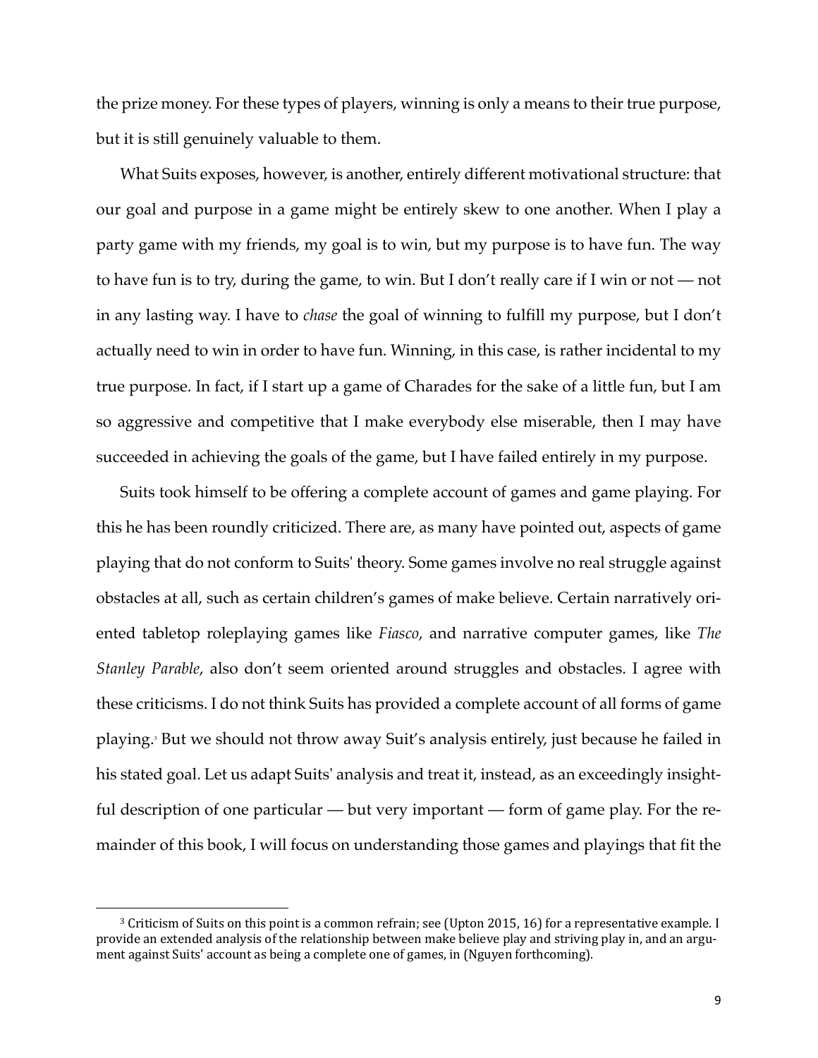the prize money. For these types of players, winning is only a means to their true purpose, but it is still genuinely valuable to them.

What Suits exposes, however, is another, entirely different motivational structure: that our goal and purpose in a game might be entirely skew to one another. When I play a party game with my friends, my goal is to win, but my purpose is to have fun. The way to have fun is to try, during the game, to win. But I don't really care if I win or not — not in any lasting way. I have to *chase* the goal of winning to fulfill my purpose, but I don't actually need to win in order to have fun. Winning, in this case, is rather incidental to my true purpose. In fact, if I start up a game of Charades for the sake of a little fun, but I am so aggressive and competitive that I make everybody else miserable, then I may have succeeded in achieving the goals of the game, but I have failed entirely in my purpose.

Suits took himself to be offering a complete account of games and game playing. For this he has been roundly criticized. There are, as many have pointed out, aspects of game playing that do not conform to Suits' theory. Some games involve no real struggle against obstacles at all, such as certain children's games of make believe. Certain narratively oriented tabletop roleplaying games like *Fiasco*, and narrative computer games, like *The Stanley Parable*, also don't seem oriented around struggles and obstacles. I agree with these criticisms. I do not think Suits has provided a complete account of all forms of game playing.[3] But we should not throw away Suit's analysis entirely, just because he failed in his stated goal. Let us adapt Suits' analysis and treat it, instead, as an exceedingly insightful description of one particular — but very important — form of game play. For the remainder of this book, I will focus on understanding those games and playings that fit the

---

[3] Criticism of Suits on this point is a common refrain; see (Upton 2015, 16) for a representative example. I provide an extended analysis of the relationship between make believe play and striving play in, and an argument against Suits' account as being a complete one of games, in (Nguyen forthcoming).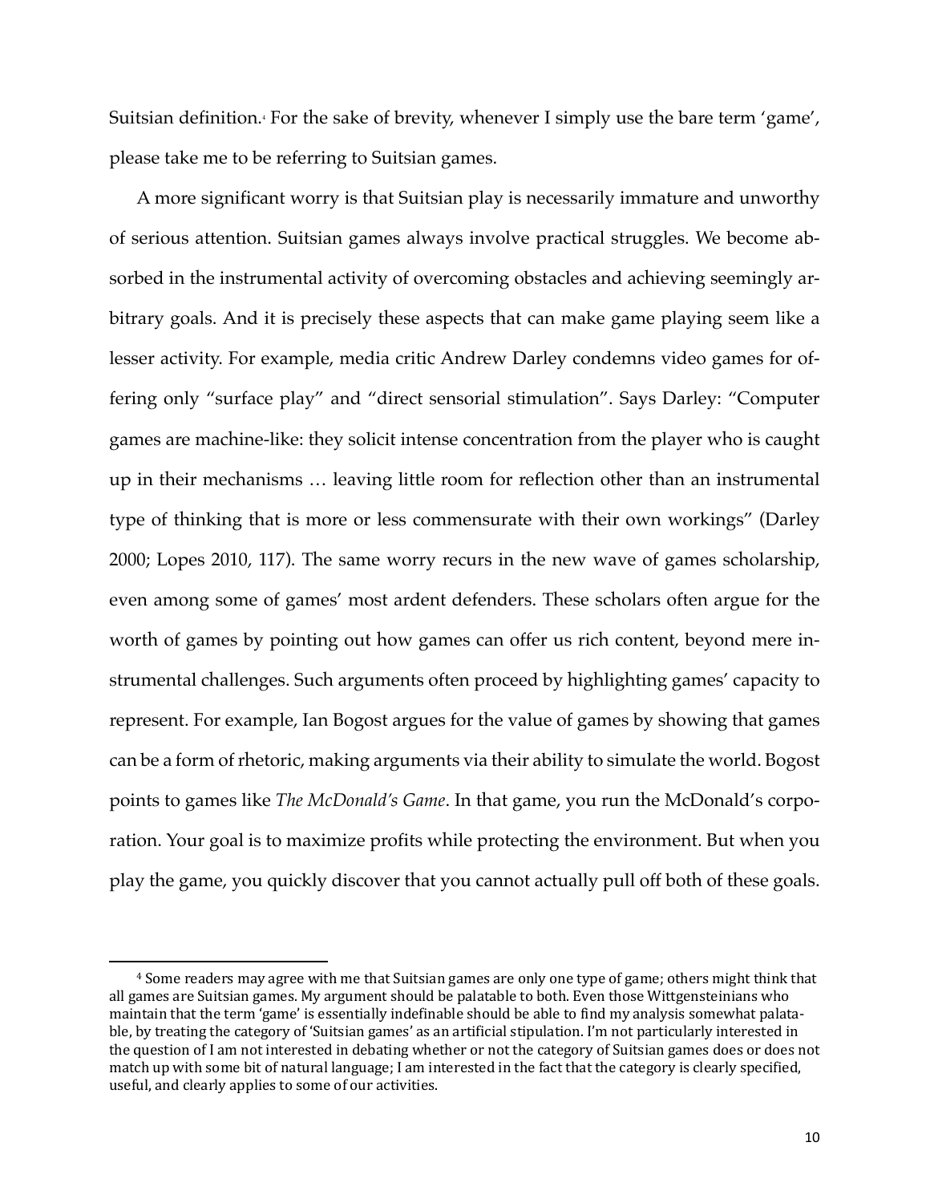Suitsian definition.[4] For the sake of brevity, whenever I simply use the bare term 'game', please take me to be referring to Suitsian games.

A more significant worry is that Suitsian play is necessarily immature and unworthy of serious attention. Suitsian games always involve practical struggles. We become absorbed in the instrumental activity of overcoming obstacles and achieving seemingly arbitrary goals. And it is precisely these aspects that can make game playing seem like a lesser activity. For example, media critic Andrew Darley condemns video games for offering only "surface play" and "direct sensorial stimulation". Says Darley: "Computer games are machine-like: they solicit intense concentration from the player who is caught up in their mechanisms … leaving little room for reflection other than an instrumental type of thinking that is more or less commensurate with their own workings" (Darley 2000; Lopes 2010, 117). The same worry recurs in the new wave of games scholarship, even among some of games' most ardent defenders. These scholars often argue for the worth of games by pointing out how games can offer us rich content, beyond mere instrumental challenges. Such arguments often proceed by highlighting games' capacity to represent. For example, Ian Bogost argues for the value of games by showing that games can be a form of rhetoric, making arguments via their ability to simulate the world. Bogost points to games like *The McDonald's Game*. In that game, you run the McDonald's corporation. Your goal is to maximize profits while protecting the environment. But when you play the game, you quickly discover that you cannot actually pull off both of these goals.

[4] Some readers may agree with me that Suitsian games are only one type of game; others might think that all games are Suitsian games. My argument should be palatable to both. Even those Wittgensteinians who maintain that the term 'game' is essentially indefinable should be able to find my analysis somewhat palatable, by treating the category of 'Suitsian games' as an artificial stipulation. I'm not particularly interested in the question of I am not interested in debating whether or not the category of Suitsian games does or does not match up with some bit of natural language; I am interested in the fact that the category is clearly specified, useful, and clearly applies to some of our activities.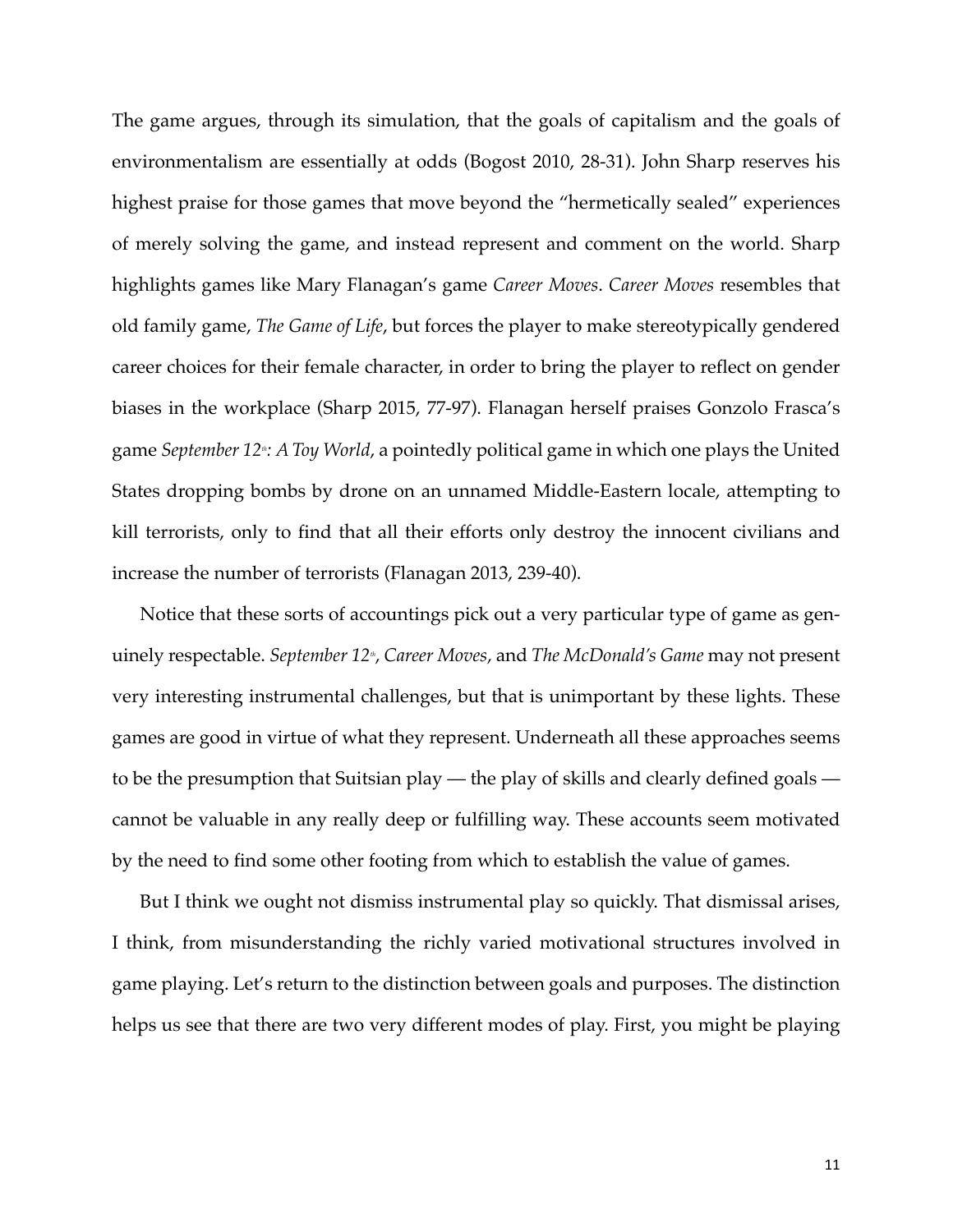The game argues, through its simulation, that the goals of capitalism and the goals of environmentalism are essentially at odds (Bogost 2010, 28-31). John Sharp reserves his highest praise for those games that move beyond the "hermetically sealed" experiences of merely solving the game, and instead represent and comment on the world. Sharp highlights games like Mary Flanagan's game *Career Moves*. *Career Moves* resembles that old family game, *The Game of Life*, but forces the player to make stereotypically gendered career choices for their female character, in order to bring the player to reflect on gender biases in the workplace (Sharp 2015, 77-97). Flanagan herself praises Gonzolo Frasca's game *September 12th: A Toy World*, a pointedly political game in which one plays the United States dropping bombs by drone on an unnamed Middle-Eastern locale, attempting to kill terrorists, only to find that all their efforts only destroy the innocent civilians and increase the number of terrorists (Flanagan 2013, 239-40).

Notice that these sorts of accountings pick out a very particular type of game as genuinely respectable. *September 12th*, *Career Moves*, and *The McDonald's Game* may not present very interesting instrumental challenges, but that is unimportant by these lights. These games are good in virtue of what they represent. Underneath all these approaches seems to be the presumption that Suitsian play — the play of skills and clearly defined goals — cannot be valuable in any really deep or fulfilling way. These accounts seem motivated by the need to find some other footing from which to establish the value of games.

But I think we ought not dismiss instrumental play so quickly. That dismissal arises, I think, from misunderstanding the richly varied motivational structures involved in game playing. Let's return to the distinction between goals and purposes. The distinction helps us see that there are two very different modes of play. First, you might be playing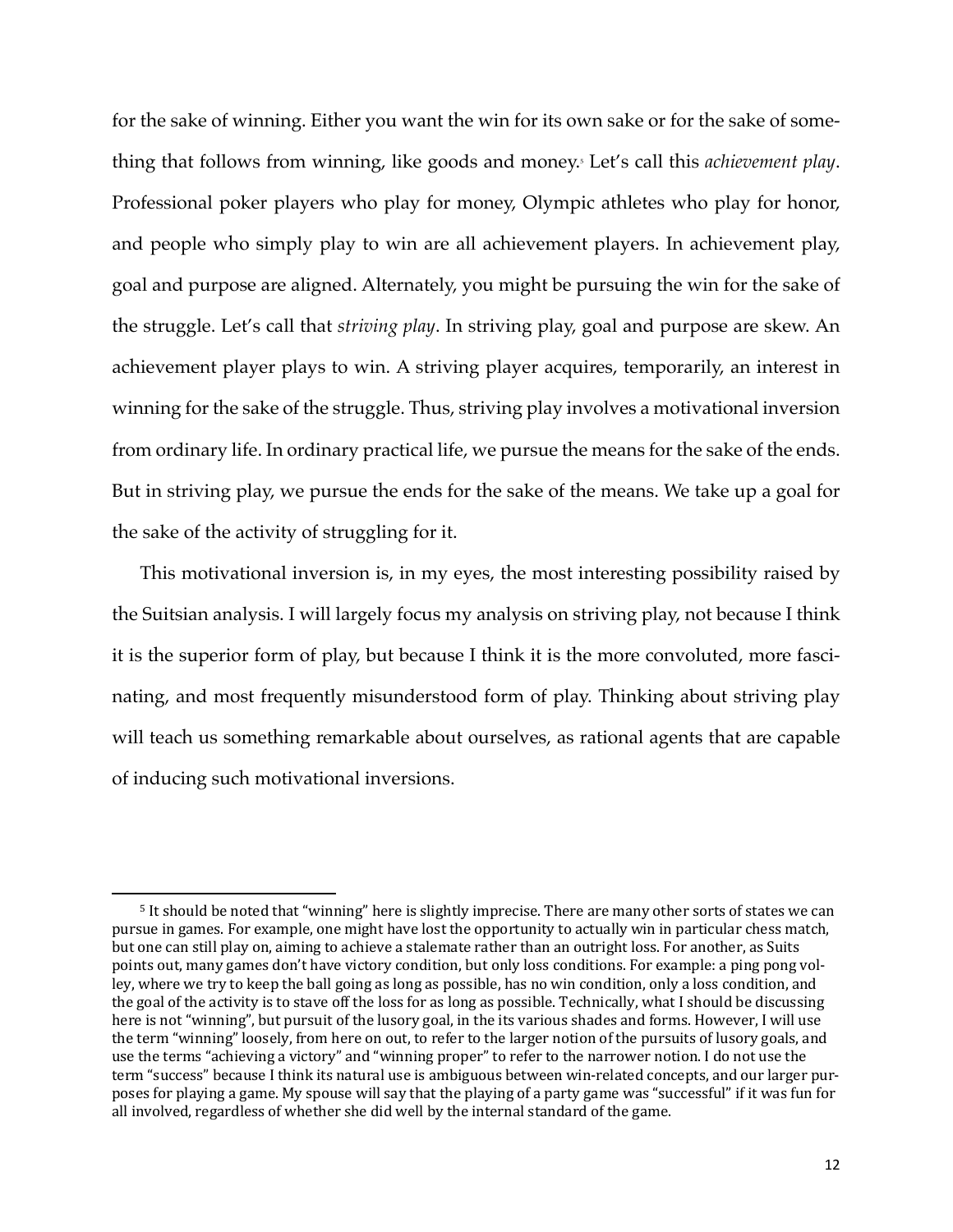for the sake of winning. Either you want the win for its own sake or for the sake of something that follows from winning, like goods and money.[5] Let's call this *achievement play*. Professional poker players who play for money, Olympic athletes who play for honor, and people who simply play to win are all achievement players. In achievement play, goal and purpose are aligned. Alternately, you might be pursuing the win for the sake of the struggle. Let's call that *striving play*. In striving play, goal and purpose are skew. An achievement player plays to win. A striving player acquires, temporarily, an interest in winning for the sake of the struggle. Thus, striving play involves a motivational inversion from ordinary life. In ordinary practical life, we pursue the means for the sake of the ends. But in striving play, we pursue the ends for the sake of the means. We take up a goal for the sake of the activity of struggling for it.

This motivational inversion is, in my eyes, the most interesting possibility raised by the Suitsian analysis. I will largely focus my analysis on striving play, not because I think it is the superior form of play, but because I think it is the more convoluted, more fascinating, and most frequently misunderstood form of play. Thinking about striving play will teach us something remarkable about ourselves, as rational agents that are capable of inducing such motivational inversions.

---

[5] It should be noted that "winning" here is slightly imprecise. There are many other sorts of states we can pursue in games. For example, one might have lost the opportunity to actually win in particular chess match, but one can still play on, aiming to achieve a stalemate rather than an outright loss. For another, as Suits points out, many games don't have victory condition, but only loss conditions. For example: a ping pong volley, where we try to keep the ball going as long as possible, has no win condition, only a loss condition, and the goal of the activity is to stave off the loss for as long as possible. Technically, what I should be discussing here is not "winning", but pursuit of the lusory goal, in the its various shades and forms. However, I will use the term "winning" loosely, from here on out, to refer to the larger notion of the pursuits of lusory goals, and use the terms "achieving a victory" and "winning proper" to refer to the narrower notion. I do not use the term "success" because I think its natural use is ambiguous between win-related concepts, and our larger purposes for playing a game. My spouse will say that the playing of a party game was "successful" if it was fun for all involved, regardless of whether she did well by the internal standard of the game.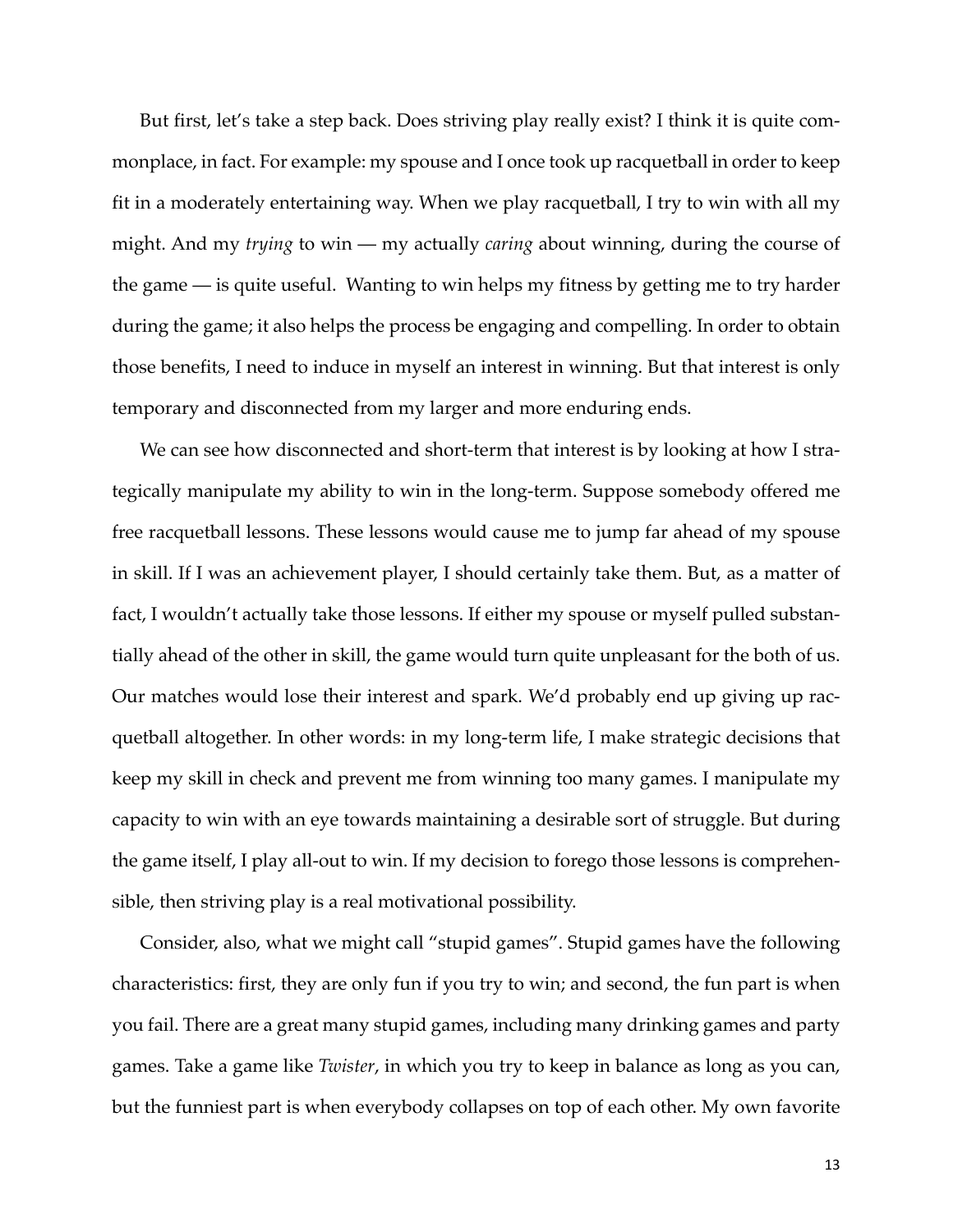But first, let's take a step back. Does striving play really exist? I think it is quite commonplace, in fact. For example: my spouse and I once took up racquetball in order to keep fit in a moderately entertaining way. When we play racquetball, I try to win with all my might. And my *trying* to win — my actually *caring* about winning, during the course of the game — is quite useful. Wanting to win helps my fitness by getting me to try harder during the game; it also helps the process be engaging and compelling. In order to obtain those benefits, I need to induce in myself an interest in winning. But that interest is only temporary and disconnected from my larger and more enduring ends.

We can see how disconnected and short-term that interest is by looking at how I strategically manipulate my ability to win in the long-term. Suppose somebody offered me free racquetball lessons. These lessons would cause me to jump far ahead of my spouse in skill. If I was an achievement player, I should certainly take them. But, as a matter of fact, I wouldn't actually take those lessons. If either my spouse or myself pulled substantially ahead of the other in skill, the game would turn quite unpleasant for the both of us. Our matches would lose their interest and spark. We'd probably end up giving up racquetball altogether. In other words: in my long-term life, I make strategic decisions that keep my skill in check and prevent me from winning too many games. I manipulate my capacity to win with an eye towards maintaining a desirable sort of struggle. But during the game itself, I play all-out to win. If my decision to forego those lessons is comprehensible, then striving play is a real motivational possibility.

Consider, also, what we might call "stupid games". Stupid games have the following characteristics: first, they are only fun if you try to win; and second, the fun part is when you fail. There are a great many stupid games, including many drinking games and party games. Take a game like *Twister*, in which you try to keep in balance as long as you can, but the funniest part is when everybody collapses on top of each other. My own favorite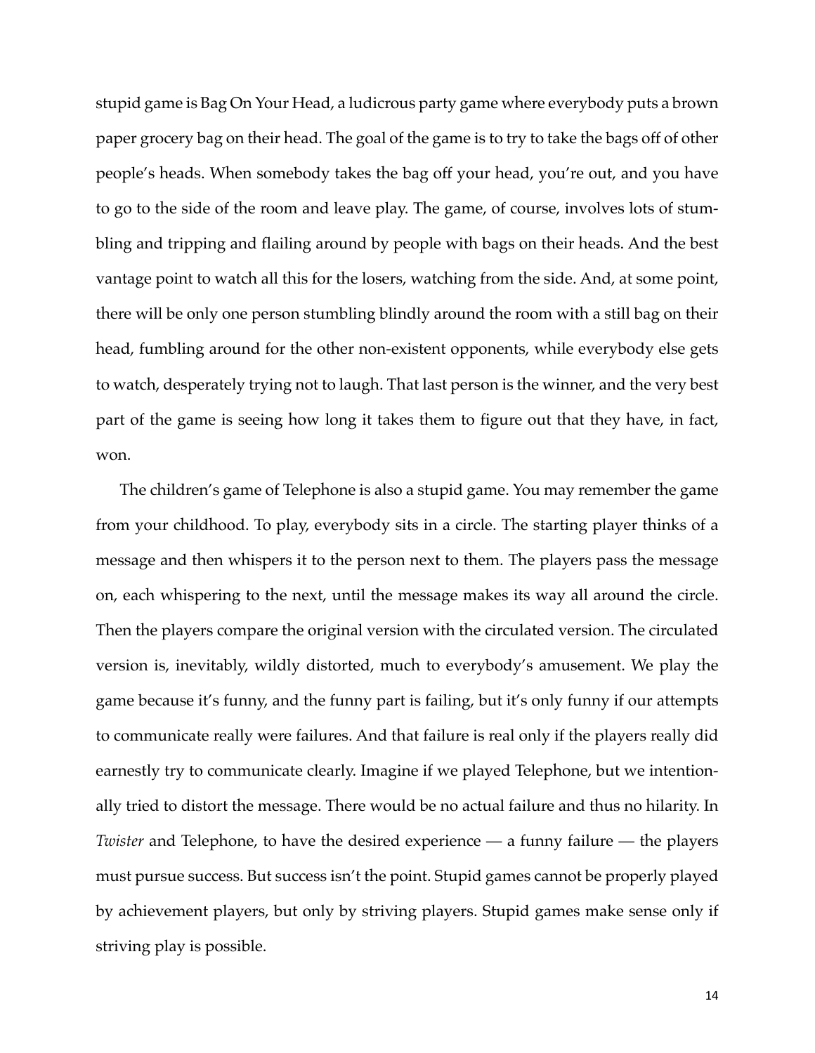stupid game is Bag On Your Head, a ludicrous party game where everybody puts a brown paper grocery bag on their head. The goal of the game is to try to take the bags off of other people's heads. When somebody takes the bag off your head, you're out, and you have to go to the side of the room and leave play. The game, of course, involves lots of stumbling and tripping and flailing around by people with bags on their heads. And the best vantage point to watch all this for the losers, watching from the side. And, at some point, there will be only one person stumbling blindly around the room with a still bag on their head, fumbling around for the other non-existent opponents, while everybody else gets to watch, desperately trying not to laugh. That last person is the winner, and the very best part of the game is seeing how long it takes them to figure out that they have, in fact, won.

The children's game of Telephone is also a stupid game. You may remember the game from your childhood. To play, everybody sits in a circle. The starting player thinks of a message and then whispers it to the person next to them. The players pass the message on, each whispering to the next, until the message makes its way all around the circle. Then the players compare the original version with the circulated version. The circulated version is, inevitably, wildly distorted, much to everybody's amusement. We play the game because it's funny, and the funny part is failing, but it's only funny if our attempts to communicate really were failures. And that failure is real only if the players really did earnestly try to communicate clearly. Imagine if we played Telephone, but we intentionally tried to distort the message. There would be no actual failure and thus no hilarity. In *Twister* and Telephone, to have the desired experience — a funny failure — the players must pursue success. But success isn't the point. Stupid games cannot be properly played by achievement players, but only by striving players. Stupid games make sense only if striving play is possible.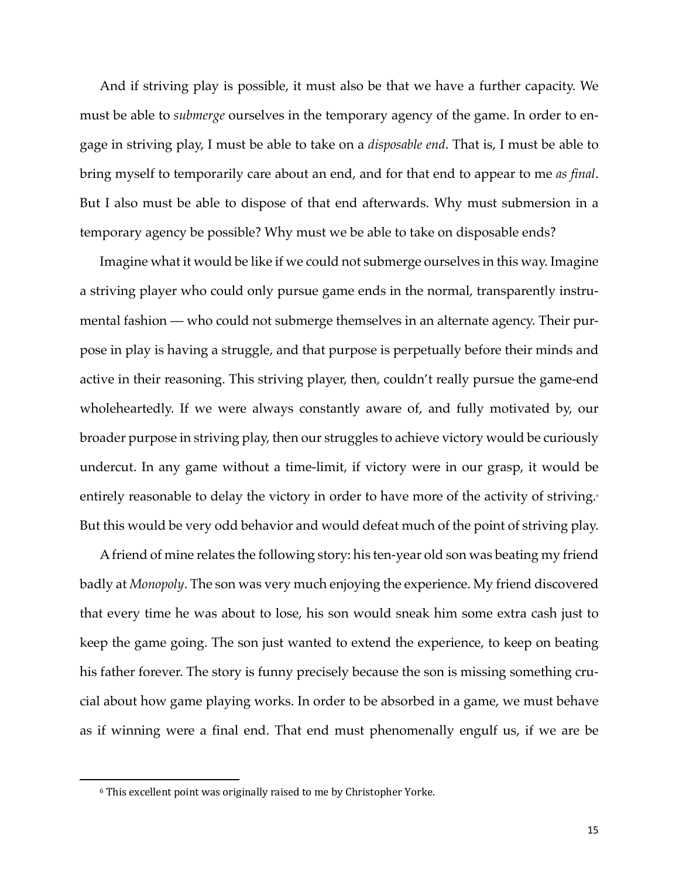And if striving play is possible, it must also be that we have a further capacity. We must be able to *submerge* ourselves in the temporary agency of the game. In order to engage in striving play, I must be able to take on a *disposable end*. That is, I must be able to bring myself to temporarily care about an end, and for that end to appear to me *as final*. But I also must be able to dispose of that end afterwards. Why must submersion in a temporary agency be possible? Why must we be able to take on disposable ends?

Imagine what it would be like if we could not submerge ourselves in this way. Imagine a striving player who could only pursue game ends in the normal, transparently instrumental fashion — who could not submerge themselves in an alternate agency. Their purpose in play is having a struggle, and that purpose is perpetually before their minds and active in their reasoning. This striving player, then, couldn't really pursue the game-end wholeheartedly. If we were always constantly aware of, and fully motivated by, our broader purpose in striving play, then our struggles to achieve victory would be curiously undercut. In any game without a time-limit, if victory were in our grasp, it would be entirely reasonable to delay the victory in order to have more of the activity of striving.[6] But this would be very odd behavior and would defeat much of the point of striving play.

A friend of mine relates the following story: his ten-year old son was beating my friend badly at *Monopoly*. The son was very much enjoying the experience. My friend discovered that every time he was about to lose, his son would sneak him some extra cash just to keep the game going. The son just wanted to extend the experience, to keep on beating his father forever. The story is funny precisely because the son is missing something crucial about how game playing works. In order to be absorbed in a game, we must behave as if winning were a final end. That end must phenomenally engulf us, if we are be

[6] This excellent point was originally raised to me by Christopher Yorke.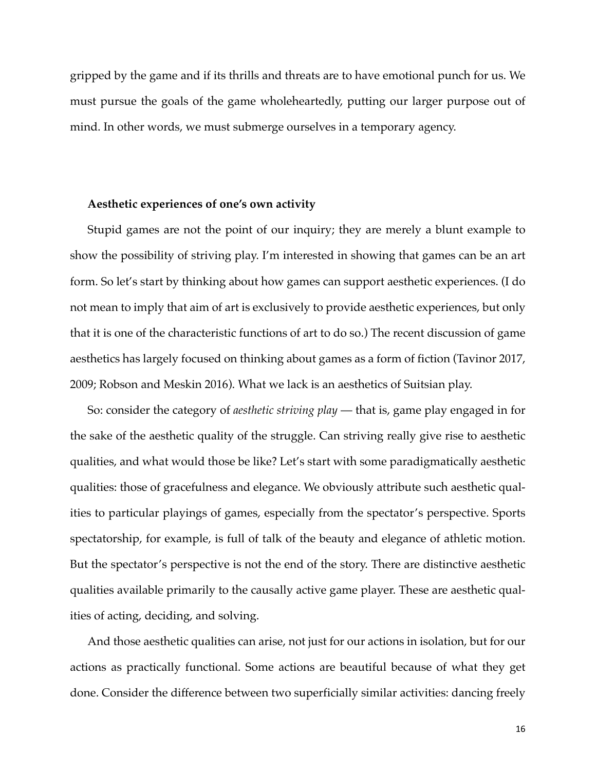gripped by the game and if its thrills and threats are to have emotional punch for us. We must pursue the goals of the game wholeheartedly, putting our larger purpose out of mind. In other words, we must submerge ourselves in a temporary agency.

### Aesthetic experiences of one's own activity

Stupid games are not the point of our inquiry; they are merely a blunt example to show the possibility of striving play. I'm interested in showing that games can be an art form. So let's start by thinking about how games can support aesthetic experiences. (I do not mean to imply that aim of art is exclusively to provide aesthetic experiences, but only that it is one of the characteristic functions of art to do so.) The recent discussion of game aesthetics has largely focused on thinking about games as a form of fiction (Tavinor 2017, 2009; Robson and Meskin 2016). What we lack is an aesthetics of Suitsian play.

So: consider the category of *aesthetic striving play* — that is, game play engaged in for the sake of the aesthetic quality of the struggle. Can striving really give rise to aesthetic qualities, and what would those be like? Let's start with some paradigmatically aesthetic qualities: those of gracefulness and elegance. We obviously attribute such aesthetic qualities to particular playings of games, especially from the spectator's perspective. Sports spectatorship, for example, is full of talk of the beauty and elegance of athletic motion. But the spectator's perspective is not the end of the story. There are distinctive aesthetic qualities available primarily to the causally active game player. These are aesthetic qualities of acting, deciding, and solving.

And those aesthetic qualities can arise, not just for our actions in isolation, but for our actions as practically functional. Some actions are beautiful because of what they get done. Consider the difference between two superficially similar activities: dancing freely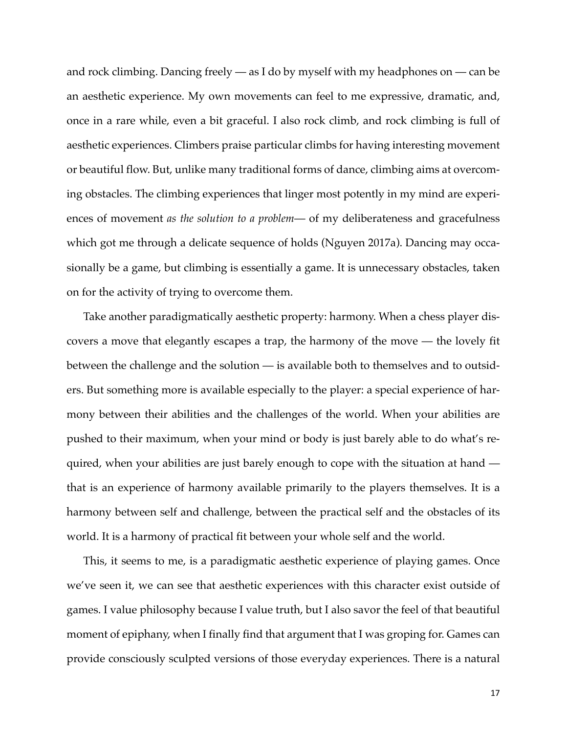and rock climbing. Dancing freely — as I do by myself with my headphones on — can be an aesthetic experience. My own movements can feel to me expressive, dramatic, and, once in a rare while, even a bit graceful. I also rock climb, and rock climbing is full of aesthetic experiences. Climbers praise particular climbs for having interesting movement or beautiful flow. But, unlike many traditional forms of dance, climbing aims at overcoming obstacles. The climbing experiences that linger most potently in my mind are experiences of movement *as the solution to a problem*— of my deliberateness and gracefulness which got me through a delicate sequence of holds (Nguyen 2017a). Dancing may occasionally be a game, but climbing is essentially a game. It is unnecessary obstacles, taken on for the activity of trying to overcome them.

Take another paradigmatically aesthetic property: harmony. When a chess player discovers a move that elegantly escapes a trap, the harmony of the move — the lovely fit between the challenge and the solution — is available both to themselves and to outsiders. But something more is available especially to the player: a special experience of harmony between their abilities and the challenges of the world. When your abilities are pushed to their maximum, when your mind or body is just barely able to do what's required, when your abilities are just barely enough to cope with the situation at hand — that is an experience of harmony available primarily to the players themselves. It is a harmony between self and challenge, between the practical self and the obstacles of its world. It is a harmony of practical fit between your whole self and the world.

This, it seems to me, is a paradigmatic aesthetic experience of playing games. Once we've seen it, we can see that aesthetic experiences with this character exist outside of games. I value philosophy because I value truth, but I also savor the feel of that beautiful moment of epiphany, when I finally find that argument that I was groping for. Games can provide consciously sculpted versions of those everyday experiences. There is a natural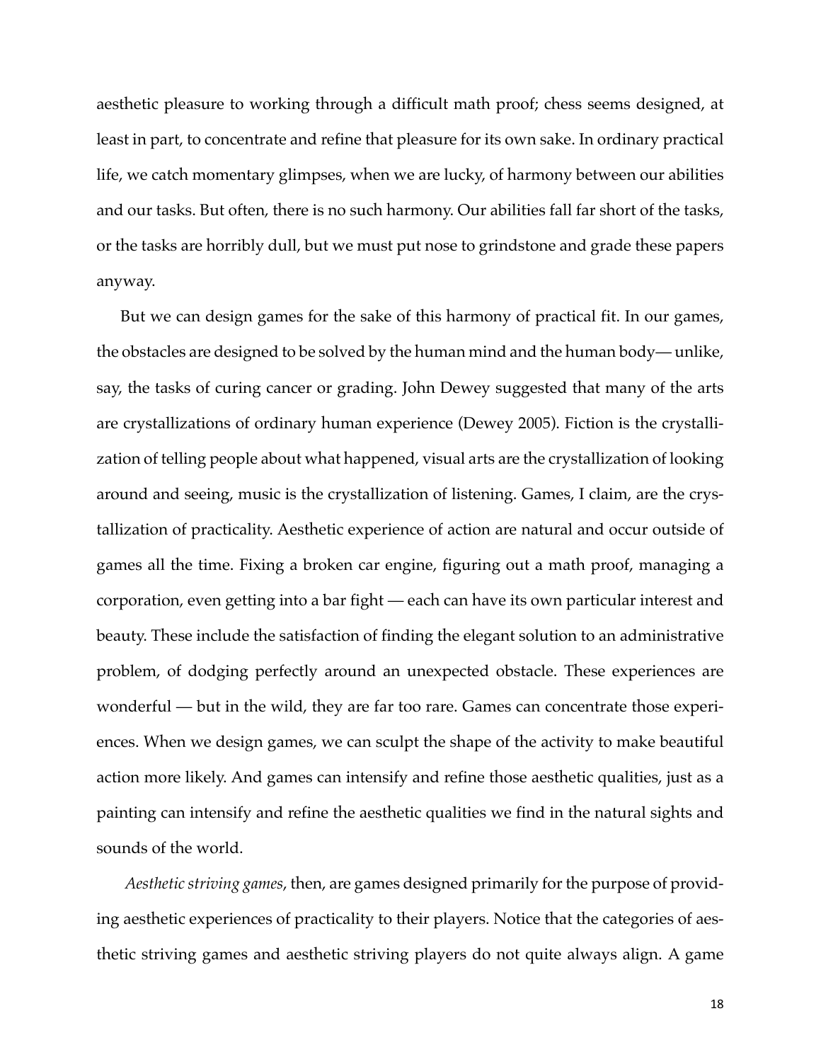aesthetic pleasure to working through a difficult math proof; chess seems designed, at least in part, to concentrate and refine that pleasure for its own sake. In ordinary practical life, we catch momentary glimpses, when we are lucky, of harmony between our abilities and our tasks. But often, there is no such harmony. Our abilities fall far short of the tasks, or the tasks are horribly dull, but we must put nose to grindstone and grade these papers anyway.

But we can design games for the sake of this harmony of practical fit. In our games, the obstacles are designed to be solved by the human mind and the human body— unlike, say, the tasks of curing cancer or grading. John Dewey suggested that many of the arts are crystallizations of ordinary human experience (Dewey 2005). Fiction is the crystallization of telling people about what happened, visual arts are the crystallization of looking around and seeing, music is the crystallization of listening. Games, I claim, are the crystallization of practicality. Aesthetic experience of action are natural and occur outside of games all the time. Fixing a broken car engine, figuring out a math proof, managing a corporation, even getting into a bar fight — each can have its own particular interest and beauty. These include the satisfaction of finding the elegant solution to an administrative problem, of dodging perfectly around an unexpected obstacle. These experiences are wonderful — but in the wild, they are far too rare. Games can concentrate those experiences. When we design games, we can sculpt the shape of the activity to make beautiful action more likely. And games can intensify and refine those aesthetic qualities, just as a painting can intensify and refine the aesthetic qualities we find in the natural sights and sounds of the world.

*Aesthetic striving games*, then, are games designed primarily for the purpose of providing aesthetic experiences of practicality to their players. Notice that the categories of aesthetic striving games and aesthetic striving players do not quite always align. A game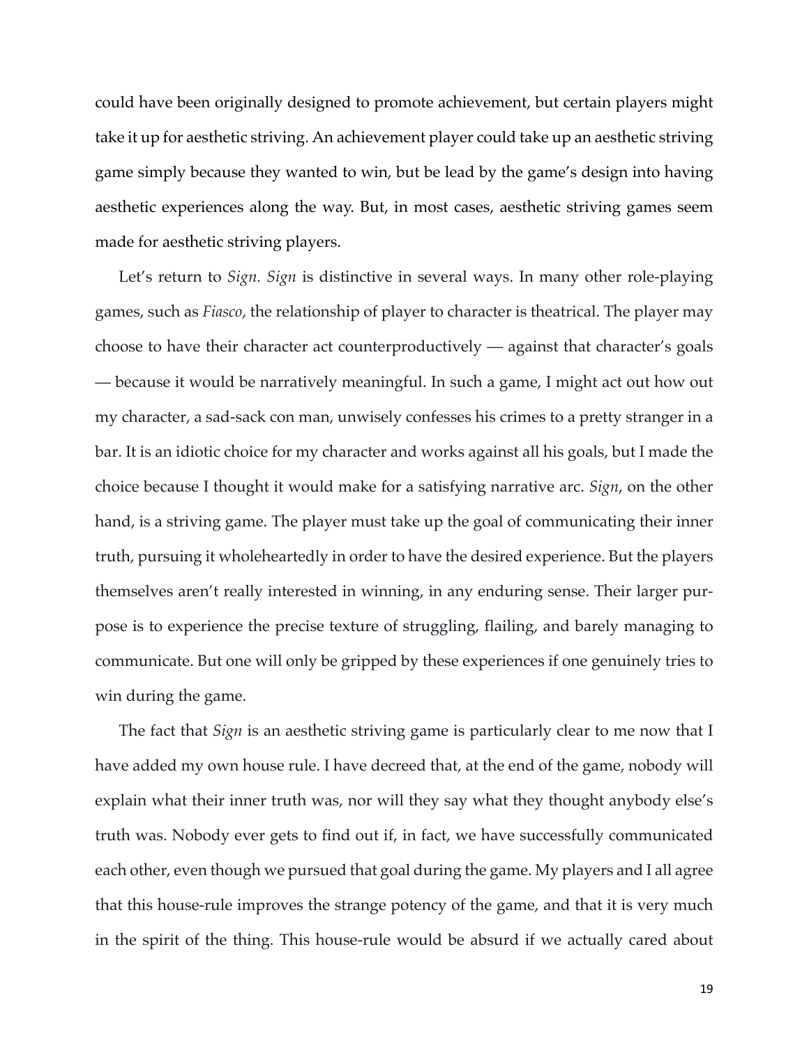could have been originally designed to promote achievement, but certain players might take it up for aesthetic striving. An achievement player could take up an aesthetic striving game simply because they wanted to win, but be lead by the game's design into having aesthetic experiences along the way. But, in most cases, aesthetic striving games seem made for aesthetic striving players.

Let's return to *Sign. Sign* is distinctive in several ways. In many other role-playing games, such as *Fiasco*, the relationship of player to character is theatrical. The player may choose to have their character act counterproductively — against that character's goals — because it would be narratively meaningful. In such a game, I might act out how out my character, a sad-sack con man, unwisely confesses his crimes to a pretty stranger in a bar. It is an idiotic choice for my character and works against all his goals, but I made the choice because I thought it would make for a satisfying narrative arc. *Sign*, on the other hand, is a striving game. The player must take up the goal of communicating their inner truth, pursuing it wholeheartedly in order to have the desired experience. But the players themselves aren't really interested in winning, in any enduring sense. Their larger purpose is to experience the precise texture of struggling, flailing, and barely managing to communicate. But one will only be gripped by these experiences if one genuinely tries to win during the game.

The fact that *Sign* is an aesthetic striving game is particularly clear to me now that I have added my own house rule. I have decreed that, at the end of the game, nobody will explain what their inner truth was, nor will they say what they thought anybody else's truth was. Nobody ever gets to find out if, in fact, we have successfully communicated each other, even though we pursued that goal during the game. My players and I all agree that this house-rule improves the strange potency of the game, and that it is very much in the spirit of the thing. This house-rule would be absurd if we actually cared about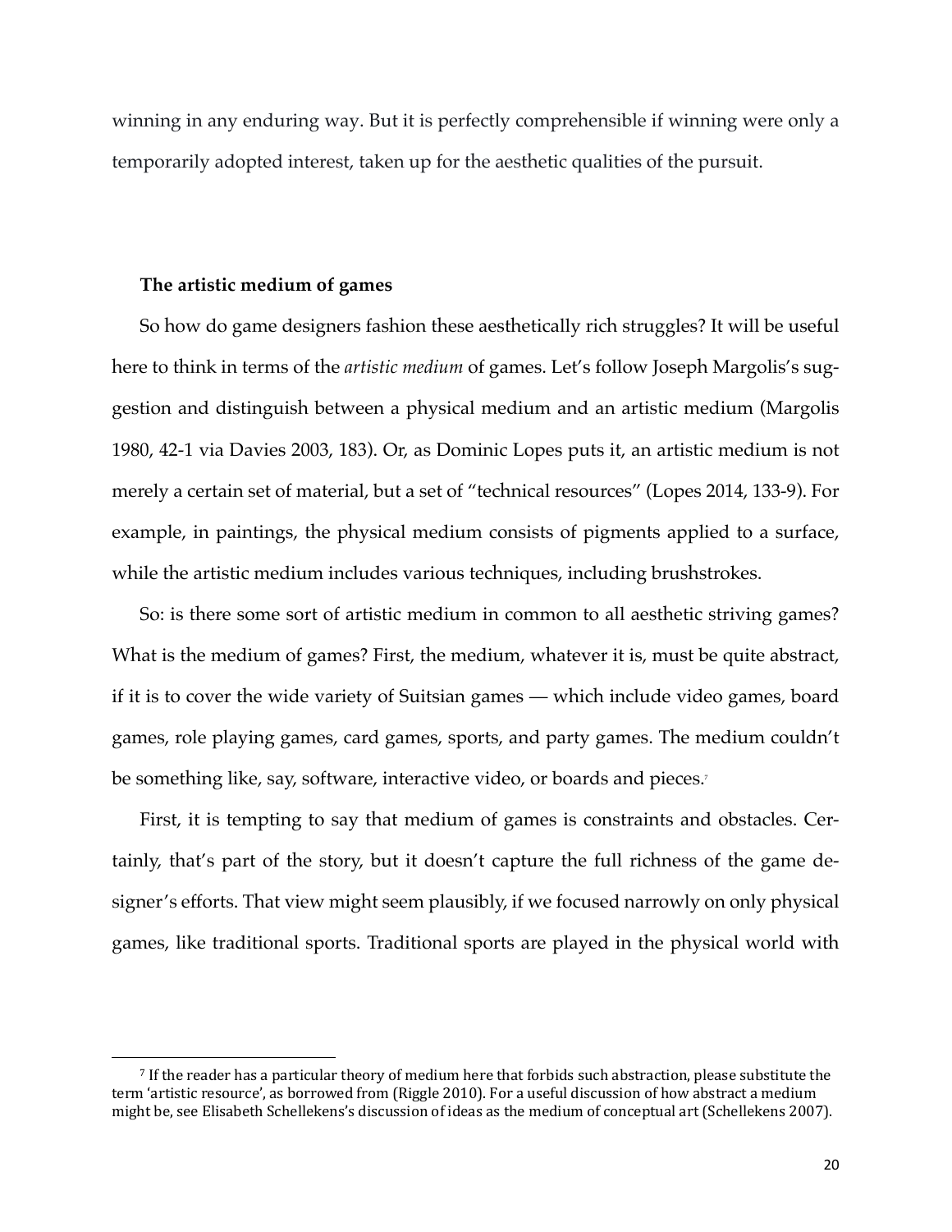winning in any enduring way. But it is perfectly comprehensible if winning were only a temporarily adopted interest, taken up for the aesthetic qualities of the pursuit.

**The artistic medium of games**

So how do game designers fashion these aesthetically rich struggles? It will be useful here to think in terms of the *artistic medium* of games. Let's follow Joseph Margolis's suggestion and distinguish between a physical medium and an artistic medium (Margolis 1980, 42-1 via Davies 2003, 183). Or, as Dominic Lopes puts it, an artistic medium is not merely a certain set of material, but a set of "technical resources" (Lopes 2014, 133-9). For example, in paintings, the physical medium consists of pigments applied to a surface, while the artistic medium includes various techniques, including brushstrokes.

So: is there some sort of artistic medium in common to all aesthetic striving games? What is the medium of games? First, the medium, whatever it is, must be quite abstract, if it is to cover the wide variety of Suitsian games — which include video games, board games, role playing games, card games, sports, and party games. The medium couldn't be something like, say, software, interactive video, or boards and pieces.[7]

First, it is tempting to say that medium of games is constraints and obstacles. Certainly, that's part of the story, but it doesn't capture the full richness of the game designer's efforts. That view might seem plausibly, if we focused narrowly on only physical games, like traditional sports. Traditional sports are played in the physical world with

[7] If the reader has a particular theory of medium here that forbids such abstraction, please substitute the term 'artistic resource', as borrowed from (Riggle 2010). For a useful discussion of how abstract a medium might be, see Elisabeth Schellekens's discussion of ideas as the medium of conceptual art (Schellekens 2007).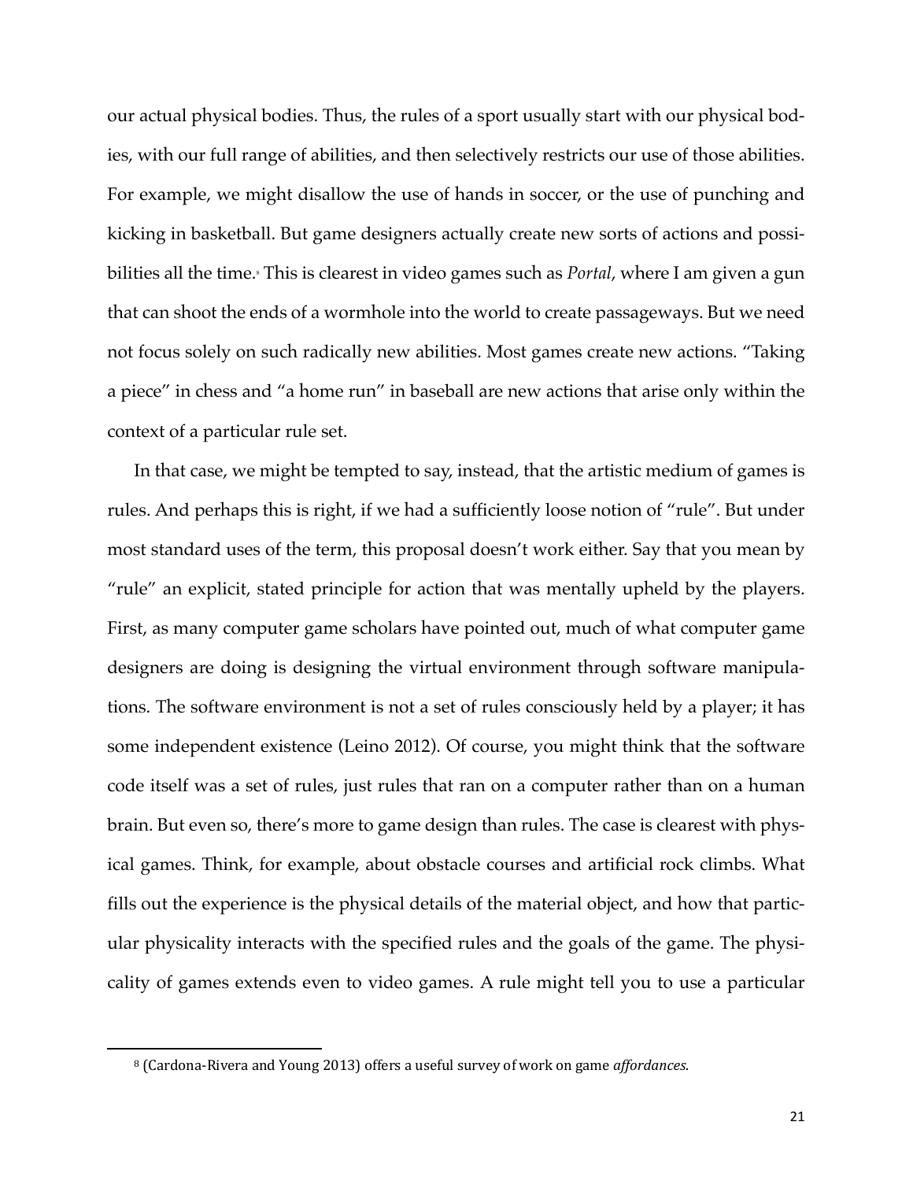our actual physical bodies. Thus, the rules of a sport usually start with our physical bodies, with our full range of abilities, and then selectively restricts our use of those abilities. For example, we might disallow the use of hands in soccer, or the use of punching and kicking in basketball. But game designers actually create new sorts of actions and possibilities all the time.[8] This is clearest in video games such as *Portal*, where I am given a gun that can shoot the ends of a wormhole into the world to create passageways. But we need not focus solely on such radically new abilities. Most games create new actions. "Taking a piece" in chess and "a home run" in baseball are new actions that arise only within the context of a particular rule set.

In that case, we might be tempted to say, instead, that the artistic medium of games is rules. And perhaps this is right, if we had a sufficiently loose notion of "rule". But under most standard uses of the term, this proposal doesn't work either. Say that you mean by "rule" an explicit, stated principle for action that was mentally upheld by the players. First, as many computer game scholars have pointed out, much of what computer game designers are doing is designing the virtual environment through software manipulations. The software environment is not a set of rules consciously held by a player; it has some independent existence (Leino 2012). Of course, you might think that the software code itself was a set of rules, just rules that ran on a computer rather than on a human brain. But even so, there's more to game design than rules. The case is clearest with physical games. Think, for example, about obstacle courses and artificial rock climbs. What fills out the experience is the physical details of the material object, and how that particular physicality interacts with the specified rules and the goals of the game. The physicality of games extends even to video games. A rule might tell you to use a particular

[8] (Cardona-Rivera and Young 2013) offers a useful survey of work on game *affordances*.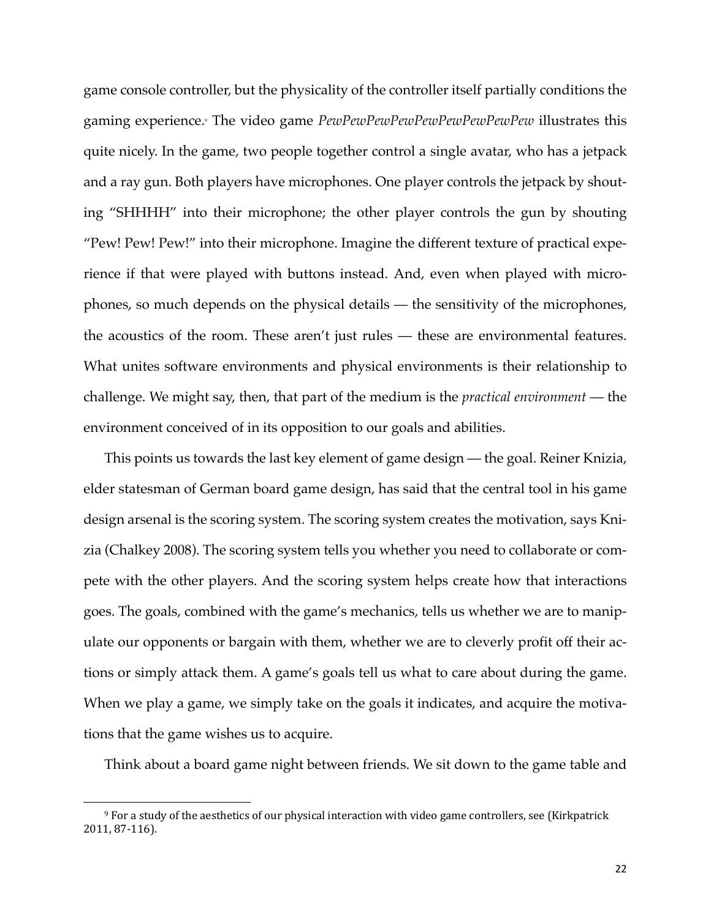game console controller, but the physicality of the controller itself partially conditions the gaming experience.[9] The video game *PewPewPewPewPewPewPewPewPew* illustrates this quite nicely. In the game, two people together control a single avatar, who has a jetpack and a ray gun. Both players have microphones. One player controls the jetpack by shouting "SHHHH" into their microphone; the other player controls the gun by shouting "Pew! Pew! Pew!" into their microphone. Imagine the different texture of practical experience if that were played with buttons instead. And, even when played with microphones, so much depends on the physical details — the sensitivity of the microphones, the acoustics of the room. These aren't just rules — these are environmental features. What unites software environments and physical environments is their relationship to challenge. We might say, then, that part of the medium is the *practical environment* — the environment conceived of in its opposition to our goals and abilities.

This points us towards the last key element of game design — the goal. Reiner Knizia, elder statesman of German board game design, has said that the central tool in his game design arsenal is the scoring system. The scoring system creates the motivation, says Knizia (Chalkey 2008). The scoring system tells you whether you need to collaborate or compete with the other players. And the scoring system helps create how that interactions goes. The goals, combined with the game's mechanics, tells us whether we are to manipulate our opponents or bargain with them, whether we are to cleverly profit off their actions or simply attack them. A game's goals tell us what to care about during the game. When we play a game, we simply take on the goals it indicates, and acquire the motivations that the game wishes us to acquire.

Think about a board game night between friends. We sit down to the game table and

[9] For a study of the aesthetics of our physical interaction with video game controllers, see (Kirkpatrick 2011, 87-116).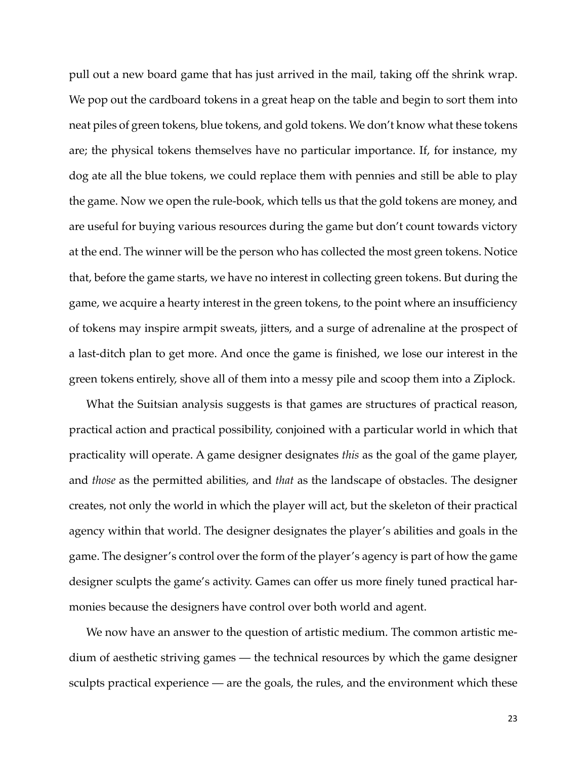pull out a new board game that has just arrived in the mail, taking off the shrink wrap. We pop out the cardboard tokens in a great heap on the table and begin to sort them into neat piles of green tokens, blue tokens, and gold tokens. We don't know what these tokens are; the physical tokens themselves have no particular importance. If, for instance, my dog ate all the blue tokens, we could replace them with pennies and still be able to play the game. Now we open the rule-book, which tells us that the gold tokens are money, and are useful for buying various resources during the game but don't count towards victory at the end. The winner will be the person who has collected the most green tokens. Notice that, before the game starts, we have no interest in collecting green tokens. But during the game, we acquire a hearty interest in the green tokens, to the point where an insufficiency of tokens may inspire armpit sweats, jitters, and a surge of adrenaline at the prospect of a last-ditch plan to get more. And once the game is finished, we lose our interest in the green tokens entirely, shove all of them into a messy pile and scoop them into a Ziplock.

What the Suitsian analysis suggests is that games are structures of practical reason, practical action and practical possibility, conjoined with a particular world in which that practicality will operate. A game designer designates *this* as the goal of the game player, and *those* as the permitted abilities, and *that* as the landscape of obstacles. The designer creates, not only the world in which the player will act, but the skeleton of their practical agency within that world. The designer designates the player's abilities and goals in the game. The designer's control over the form of the player's agency is part of how the game designer sculpts the game's activity. Games can offer us more finely tuned practical harmonies because the designers have control over both world and agent.

We now have an answer to the question of artistic medium. The common artistic medium of aesthetic striving games — the technical resources by which the game designer sculpts practical experience — are the goals, the rules, and the environment which these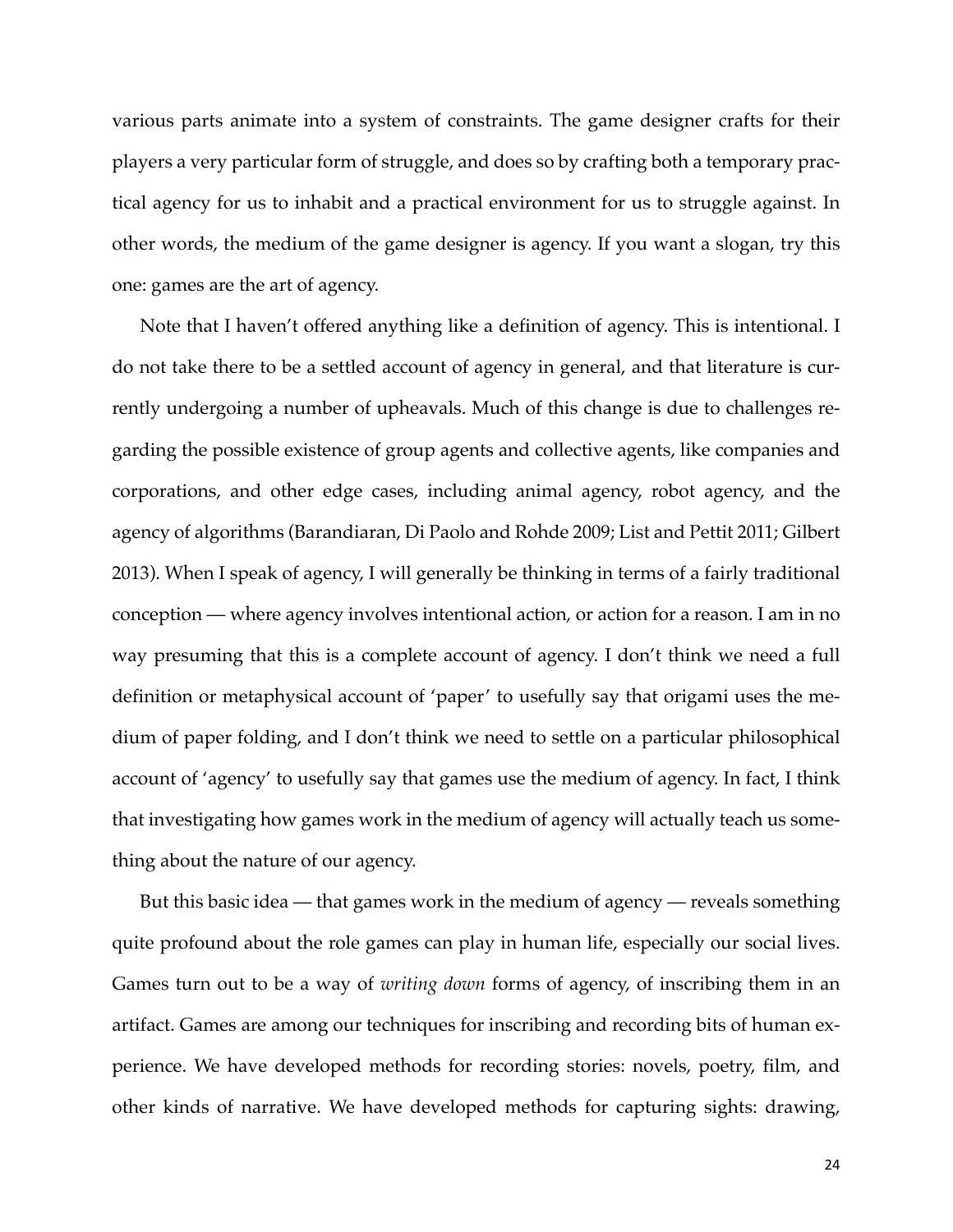various parts animate into a system of constraints. The game designer crafts for their players a very particular form of struggle, and does so by crafting both a temporary practical agency for us to inhabit and a practical environment for us to struggle against. In other words, the medium of the game designer is agency. If you want a slogan, try this one: games are the art of agency.

Note that I haven't offered anything like a definition of agency. This is intentional. I do not take there to be a settled account of agency in general, and that literature is currently undergoing a number of upheavals. Much of this change is due to challenges regarding the possible existence of group agents and collective agents, like companies and corporations, and other edge cases, including animal agency, robot agency, and the agency of algorithms (Barandiaran, Di Paolo and Rohde 2009; List and Pettit 2011; Gilbert 2013). When I speak of agency, I will generally be thinking in terms of a fairly traditional conception — where agency involves intentional action, or action for a reason. I am in no way presuming that this is a complete account of agency. I don't think we need a full definition or metaphysical account of 'paper' to usefully say that origami uses the medium of paper folding, and I don't think we need to settle on a particular philosophical account of 'agency' to usefully say that games use the medium of agency. In fact, I think that investigating how games work in the medium of agency will actually teach us something about the nature of our agency.

But this basic idea — that games work in the medium of agency — reveals something quite profound about the role games can play in human life, especially our social lives. Games turn out to be a way of *writing down* forms of agency, of inscribing them in an artifact. Games are among our techniques for inscribing and recording bits of human experience. We have developed methods for recording stories: novels, poetry, film, and other kinds of narrative. We have developed methods for capturing sights: drawing,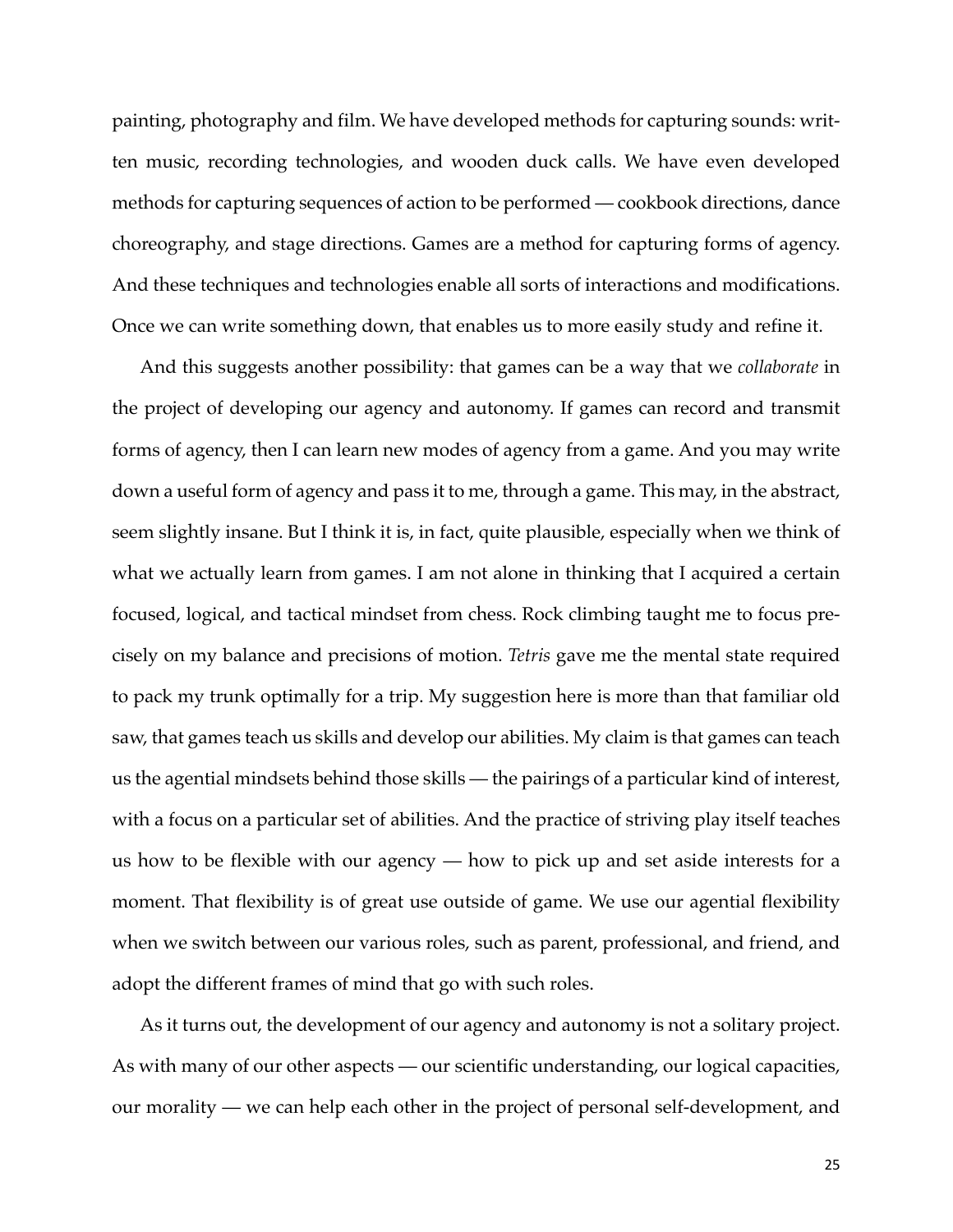painting, photography and film. We have developed methods for capturing sounds: written music, recording technologies, and wooden duck calls. We have even developed methods for capturing sequences of action to be performed — cookbook directions, dance choreography, and stage directions. Games are a method for capturing forms of agency. And these techniques and technologies enable all sorts of interactions and modifications. Once we can write something down, that enables us to more easily study and refine it.

And this suggests another possibility: that games can be a way that we *collaborate* in the project of developing our agency and autonomy. If games can record and transmit forms of agency, then I can learn new modes of agency from a game. And you may write down a useful form of agency and pass it to me, through a game. This may, in the abstract, seem slightly insane. But I think it is, in fact, quite plausible, especially when we think of what we actually learn from games. I am not alone in thinking that I acquired a certain focused, logical, and tactical mindset from chess. Rock climbing taught me to focus precisely on my balance and precisions of motion. *Tetris* gave me the mental state required to pack my trunk optimally for a trip. My suggestion here is more than that familiar old saw, that games teach us skills and develop our abilities. My claim is that games can teach us the agential mindsets behind those skills — the pairings of a particular kind of interest, with a focus on a particular set of abilities. And the practice of striving play itself teaches us how to be flexible with our agency — how to pick up and set aside interests for a moment. That flexibility is of great use outside of game. We use our agential flexibility when we switch between our various roles, such as parent, professional, and friend, and adopt the different frames of mind that go with such roles.

As it turns out, the development of our agency and autonomy is not a solitary project. As with many of our other aspects — our scientific understanding, our logical capacities, our morality — we can help each other in the project of personal self-development, and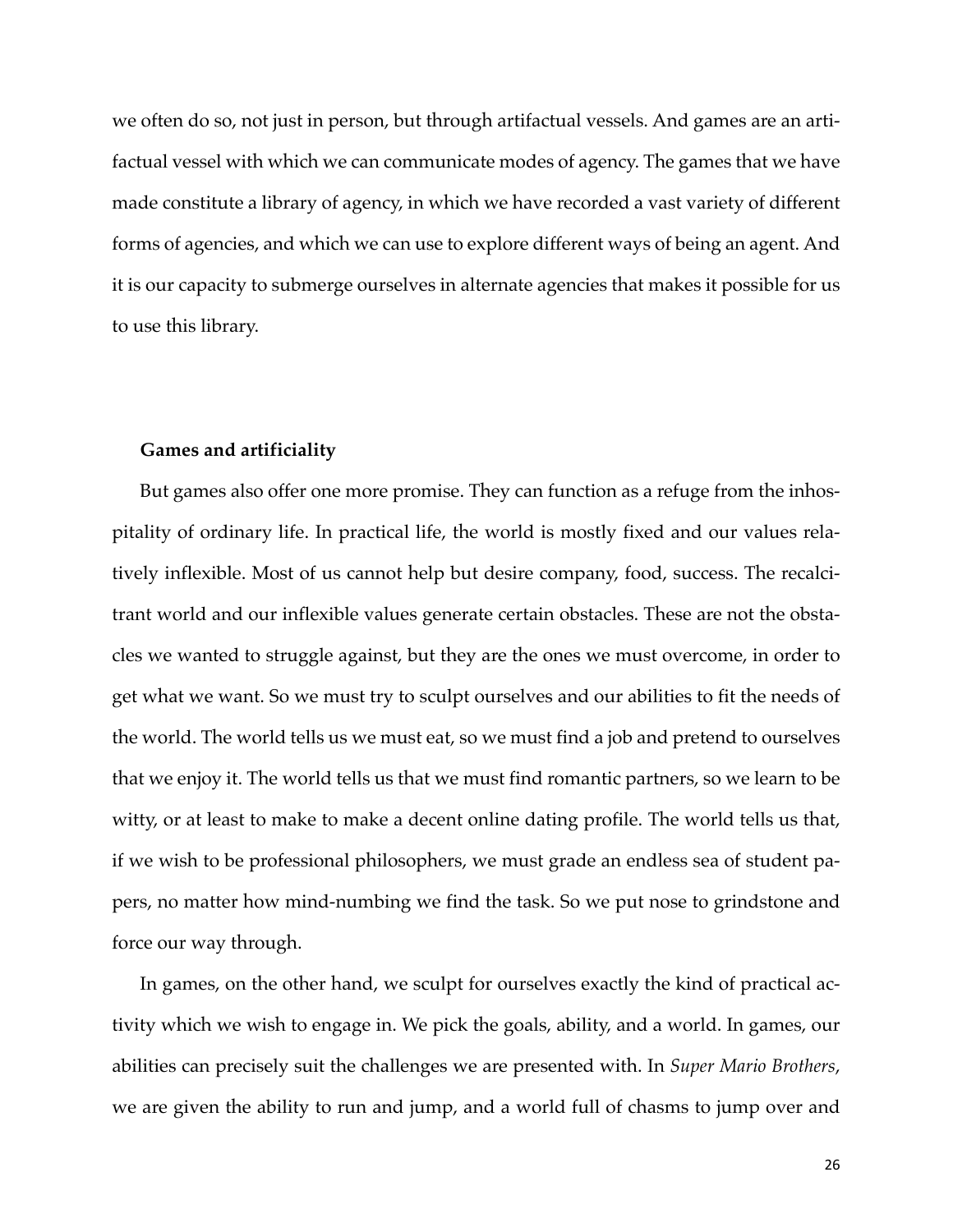we often do so, not just in person, but through artifactual vessels. And games are an artifactual vessel with which we can communicate modes of agency. The games that we have made constitute a library of agency, in which we have recorded a vast variety of different forms of agencies, and which we can use to explore different ways of being an agent. And it is our capacity to submerge ourselves in alternate agencies that makes it possible for us to use this library.

### Games and artificiality

But games also offer one more promise. They can function as a refuge from the inhospitality of ordinary life. In practical life, the world is mostly fixed and our values relatively inflexible. Most of us cannot help but desire company, food, success. The recalcitrant world and our inflexible values generate certain obstacles. These are not the obstacles we wanted to struggle against, but they are the ones we must overcome, in order to get what we want. So we must try to sculpt ourselves and our abilities to fit the needs of the world. The world tells us we must eat, so we must find a job and pretend to ourselves that we enjoy it. The world tells us that we must find romantic partners, so we learn to be witty, or at least to make to make a decent online dating profile. The world tells us that, if we wish to be professional philosophers, we must grade an endless sea of student papers, no matter how mind-numbing we find the task. So we put nose to grindstone and force our way through.

In games, on the other hand, we sculpt for ourselves exactly the kind of practical activity which we wish to engage in. We pick the goals, ability, and a world. In games, our abilities can precisely suit the challenges we are presented with. In *Super Mario Brothers*, we are given the ability to run and jump, and a world full of chasms to jump over and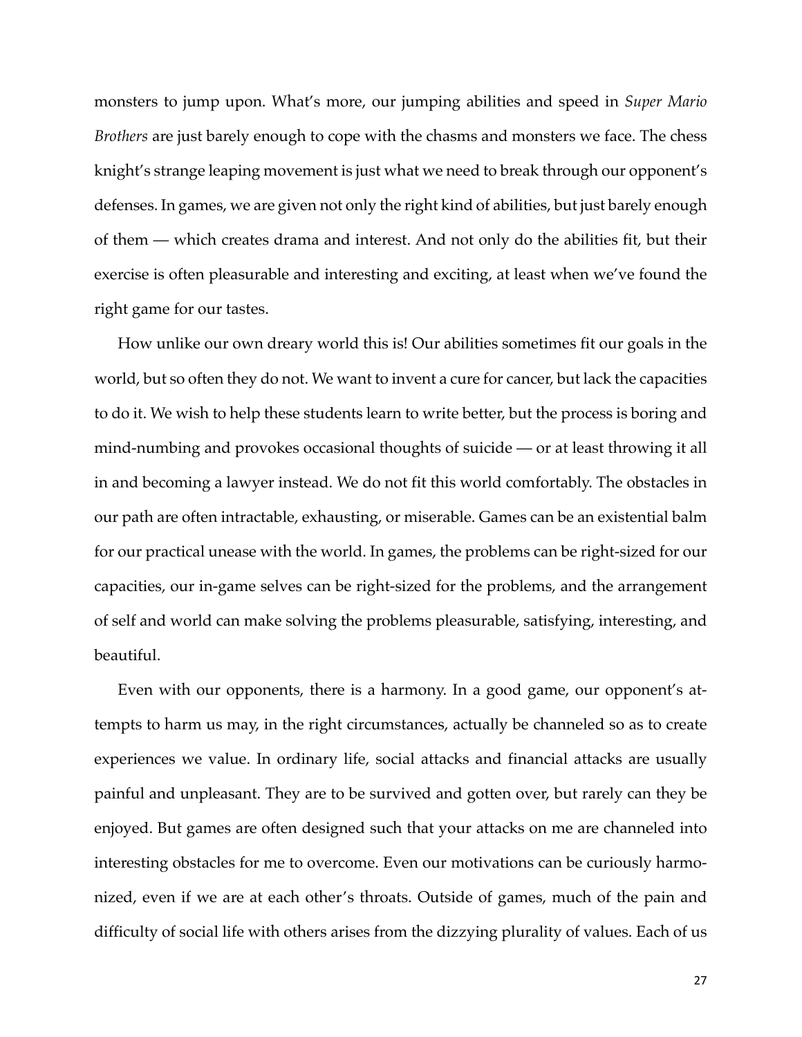monsters to jump upon. What's more, our jumping abilities and speed in *Super Mario Brothers* are just barely enough to cope with the chasms and monsters we face. The chess knight's strange leaping movement is just what we need to break through our opponent's defenses. In games, we are given not only the right kind of abilities, but just barely enough of them — which creates drama and interest. And not only do the abilities fit, but their exercise is often pleasurable and interesting and exciting, at least when we've found the right game for our tastes.

How unlike our own dreary world this is! Our abilities sometimes fit our goals in the world, but so often they do not. We want to invent a cure for cancer, but lack the capacities to do it. We wish to help these students learn to write better, but the process is boring and mind-numbing and provokes occasional thoughts of suicide — or at least throwing it all in and becoming a lawyer instead. We do not fit this world comfortably. The obstacles in our path are often intractable, exhausting, or miserable. Games can be an existential balm for our practical unease with the world. In games, the problems can be right-sized for our capacities, our in-game selves can be right-sized for the problems, and the arrangement of self and world can make solving the problems pleasurable, satisfying, interesting, and beautiful.

Even with our opponents, there is a harmony. In a good game, our opponent's attempts to harm us may, in the right circumstances, actually be channeled so as to create experiences we value. In ordinary life, social attacks and financial attacks are usually painful and unpleasant. They are to be survived and gotten over, but rarely can they be enjoyed. But games are often designed such that your attacks on me are channeled into interesting obstacles for me to overcome. Even our motivations can be curiously harmonized, even if we are at each other's throats. Outside of games, much of the pain and difficulty of social life with others arises from the dizzying plurality of values. Each of us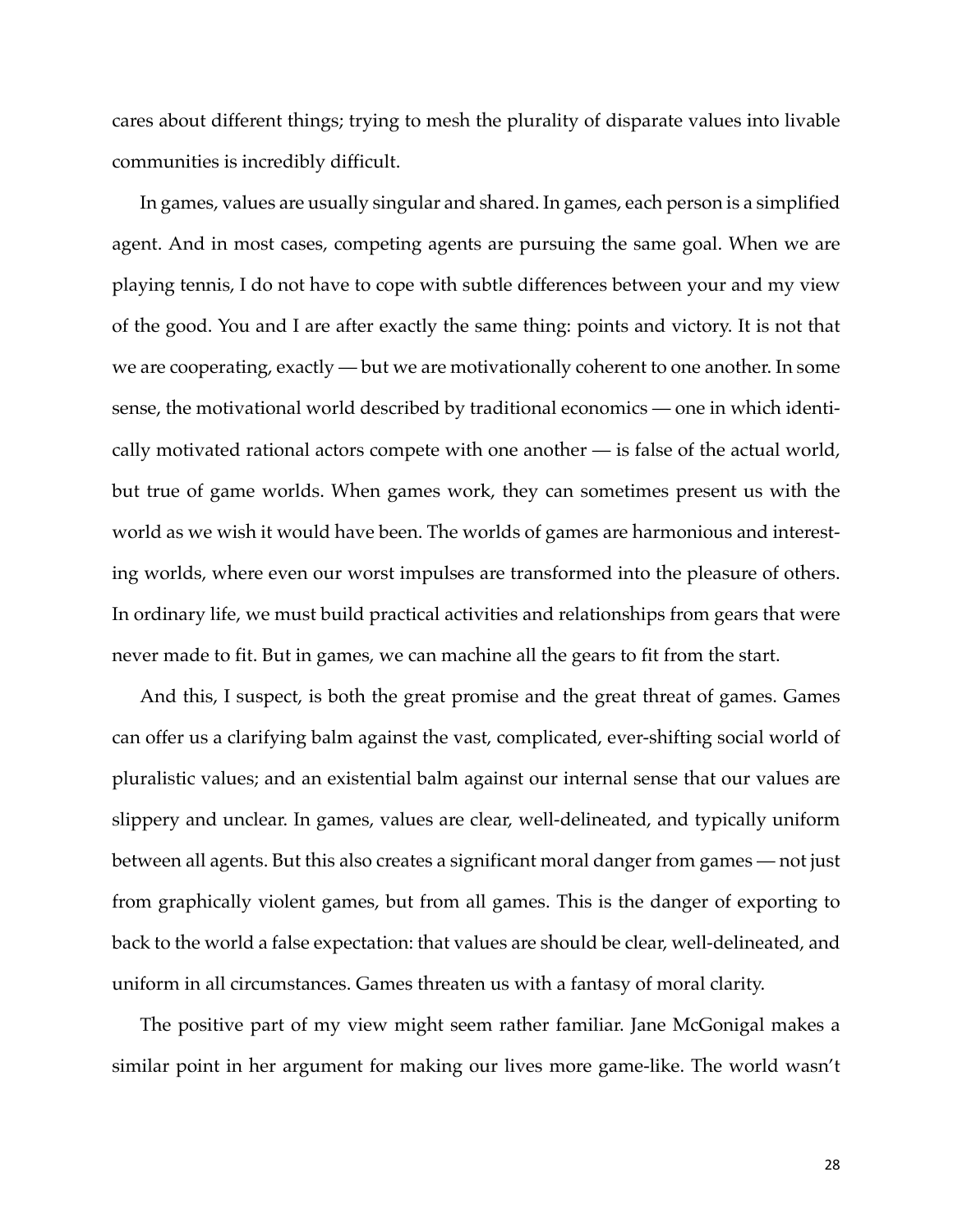cares about different things; trying to mesh the plurality of disparate values into livable communities is incredibly difficult.

In games, values are usually singular and shared. In games, each person is a simplified agent. And in most cases, competing agents are pursuing the same goal. When we are playing tennis, I do not have to cope with subtle differences between your and my view of the good. You and I are after exactly the same thing: points and victory. It is not that we are cooperating, exactly — but we are motivationally coherent to one another. In some sense, the motivational world described by traditional economics — one in which identically motivated rational actors compete with one another — is false of the actual world, but true of game worlds. When games work, they can sometimes present us with the world as we wish it would have been. The worlds of games are harmonious and interesting worlds, where even our worst impulses are transformed into the pleasure of others. In ordinary life, we must build practical activities and relationships from gears that were never made to fit. But in games, we can machine all the gears to fit from the start.

And this, I suspect, is both the great promise and the great threat of games. Games can offer us a clarifying balm against the vast, complicated, ever-shifting social world of pluralistic values; and an existential balm against our internal sense that our values are slippery and unclear. In games, values are clear, well-delineated, and typically uniform between all agents. But this also creates a significant moral danger from games — not just from graphically violent games, but from all games. This is the danger of exporting to back to the world a false expectation: that values are should be clear, well-delineated, and uniform in all circumstances. Games threaten us with a fantasy of moral clarity.

The positive part of my view might seem rather familiar. Jane McGonigal makes a similar point in her argument for making our lives more game-like. The world wasn't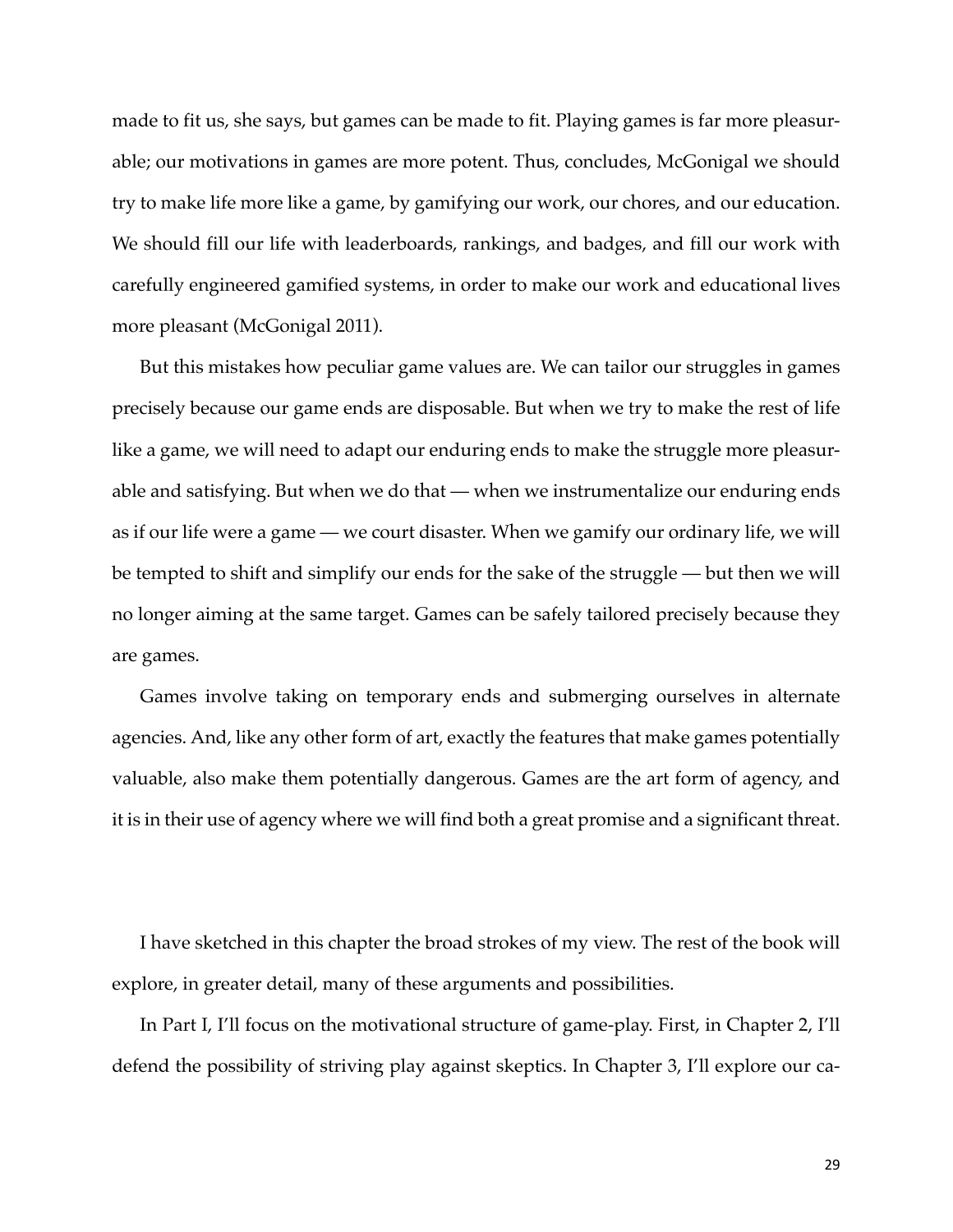made to fit us, she says, but games can be made to fit. Playing games is far more pleasurable; our motivations in games are more potent. Thus, concludes, McGonigal we should try to make life more like a game, by gamifying our work, our chores, and our education. We should fill our life with leaderboards, rankings, and badges, and fill our work with carefully engineered gamified systems, in order to make our work and educational lives more pleasant (McGonigal 2011).

But this mistakes how peculiar game values are. We can tailor our struggles in games precisely because our game ends are disposable. But when we try to make the rest of life like a game, we will need to adapt our enduring ends to make the struggle more pleasurable and satisfying. But when we do that — when we instrumentalize our enduring ends as if our life were a game — we court disaster. When we gamify our ordinary life, we will be tempted to shift and simplify our ends for the sake of the struggle — but then we will no longer aiming at the same target. Games can be safely tailored precisely because they are games.

Games involve taking on temporary ends and submerging ourselves in alternate agencies. And, like any other form of art, exactly the features that make games potentially valuable, also make them potentially dangerous. Games are the art form of agency, and it is in their use of agency where we will find both a great promise and a significant threat.

I have sketched in this chapter the broad strokes of my view. The rest of the book will explore, in greater detail, many of these arguments and possibilities.

In Part I, I'll focus on the motivational structure of game-play. First, in Chapter 2, I'll defend the possibility of striving play against skeptics. In Chapter 3, I'll explore our ca-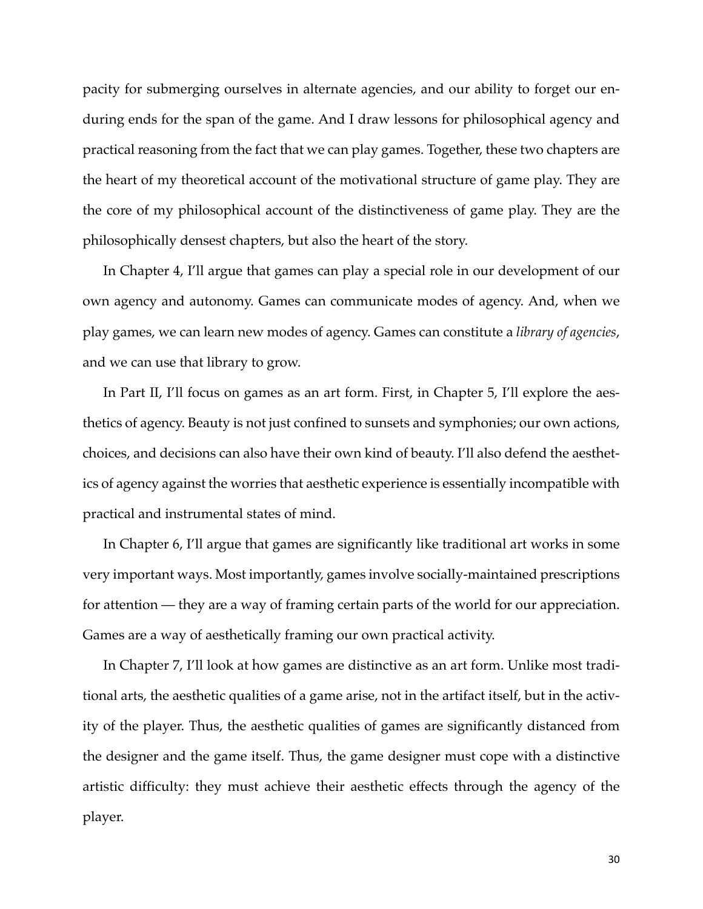pacity for submerging ourselves in alternate agencies, and our ability to forget our enduring ends for the span of the game. And I draw lessons for philosophical agency and practical reasoning from the fact that we can play games. Together, these two chapters are the heart of my theoretical account of the motivational structure of game play. They are the core of my philosophical account of the distinctiveness of game play. They are the philosophically densest chapters, but also the heart of the story.

In Chapter 4, I'll argue that games can play a special role in our development of our own agency and autonomy. Games can communicate modes of agency. And, when we play games, we can learn new modes of agency. Games can constitute a *library of agencies*, and we can use that library to grow.

In Part II, I'll focus on games as an art form. First, in Chapter 5, I'll explore the aesthetics of agency. Beauty is not just confined to sunsets and symphonies; our own actions, choices, and decisions can also have their own kind of beauty. I'll also defend the aesthetics of agency against the worries that aesthetic experience is essentially incompatible with practical and instrumental states of mind.

In Chapter 6, I'll argue that games are significantly like traditional art works in some very important ways. Most importantly, games involve socially-maintained prescriptions for attention — they are a way of framing certain parts of the world for our appreciation. Games are a way of aesthetically framing our own practical activity.

In Chapter 7, I'll look at how games are distinctive as an art form. Unlike most traditional arts, the aesthetic qualities of a game arise, not in the artifact itself, but in the activity of the player. Thus, the aesthetic qualities of games are significantly distanced from the designer and the game itself. Thus, the game designer must cope with a distinctive artistic difficulty: they must achieve their aesthetic effects through the agency of the player.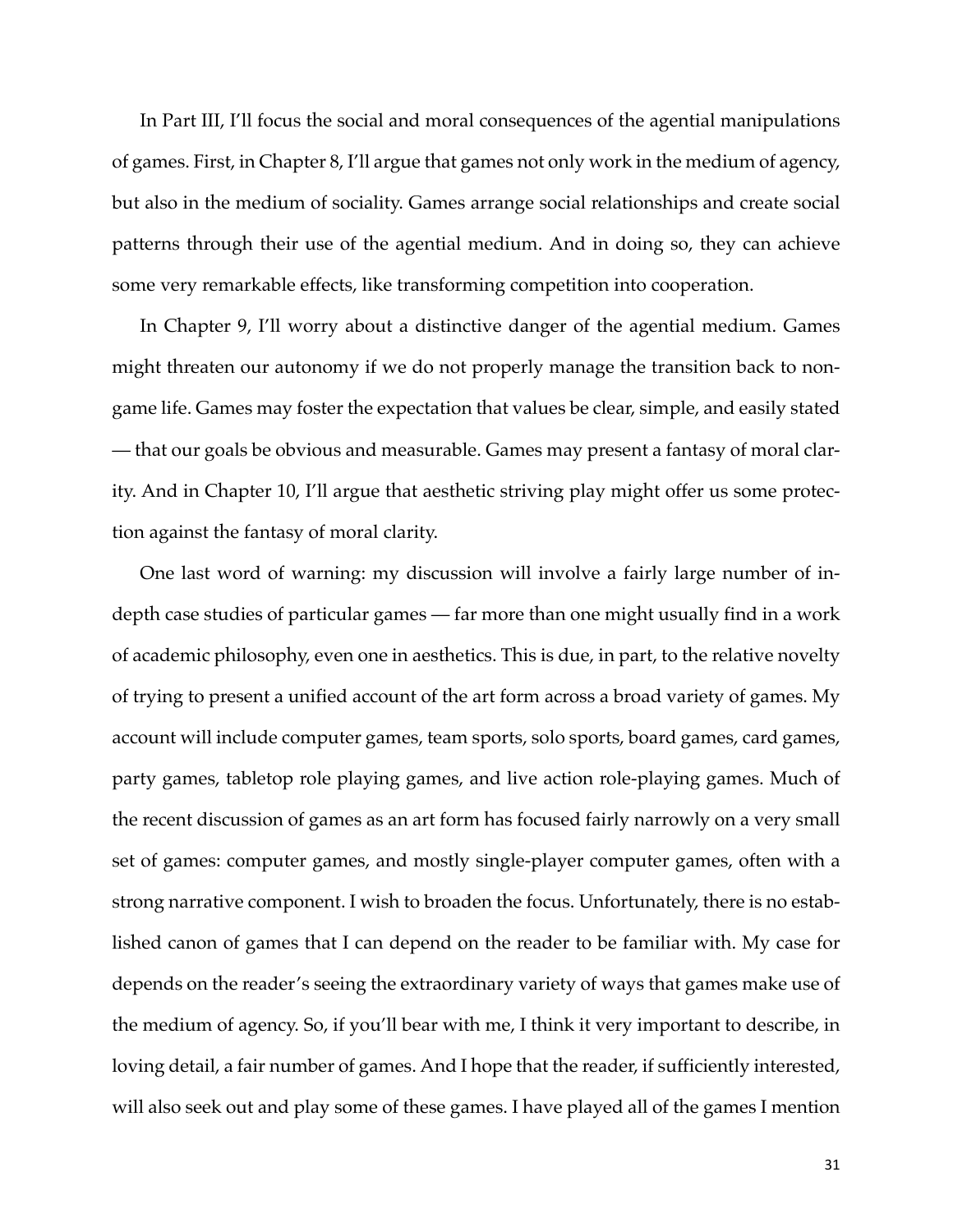In Part III, I'll focus the social and moral consequences of the agential manipulations of games. First, in Chapter 8, I'll argue that games not only work in the medium of agency, but also in the medium of sociality. Games arrange social relationships and create social patterns through their use of the agential medium. And in doing so, they can achieve some very remarkable effects, like transforming competition into cooperation.

In Chapter 9, I'll worry about a distinctive danger of the agential medium. Games might threaten our autonomy if we do not properly manage the transition back to non-game life. Games may foster the expectation that values be clear, simple, and easily stated — that our goals be obvious and measurable. Games may present a fantasy of moral clarity. And in Chapter 10, I'll argue that aesthetic striving play might offer us some protection against the fantasy of moral clarity.

One last word of warning: my discussion will involve a fairly large number of in-depth case studies of particular games — far more than one might usually find in a work of academic philosophy, even one in aesthetics. This is due, in part, to the relative novelty of trying to present a unified account of the art form across a broad variety of games. My account will include computer games, team sports, solo sports, board games, card games, party games, tabletop role playing games, and live action role-playing games. Much of the recent discussion of games as an art form has focused fairly narrowly on a very small set of games: computer games, and mostly single-player computer games, often with a strong narrative component. I wish to broaden the focus. Unfortunately, there is no established canon of games that I can depend on the reader to be familiar with. My case for depends on the reader's seeing the extraordinary variety of ways that games make use of the medium of agency. So, if you'll bear with me, I think it very important to describe, in loving detail, a fair number of games. And I hope that the reader, if sufficiently interested, will also seek out and play some of these games. I have played all of the games I mention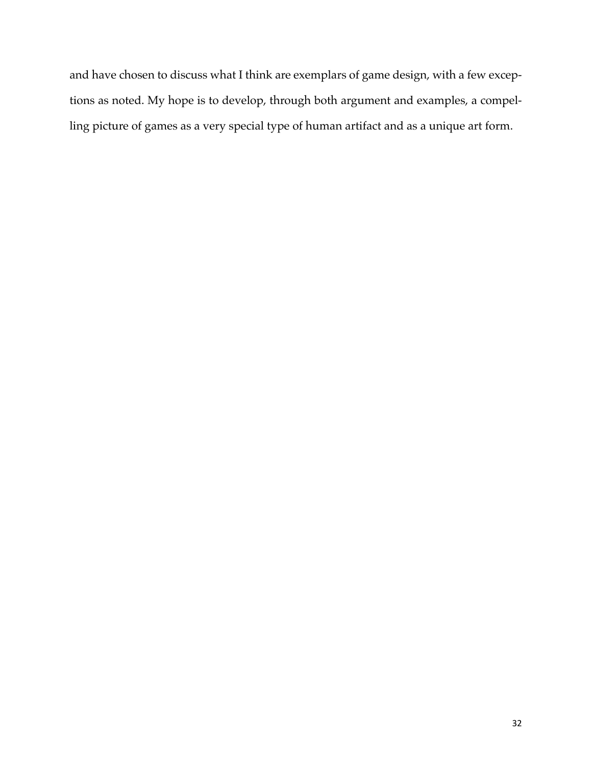and have chosen to discuss what I think are exemplars of game design, with a few exceptions as noted. My hope is to develop, through both argument and examples, a compelling picture of games as a very special type of human artifact and as a unique art form.